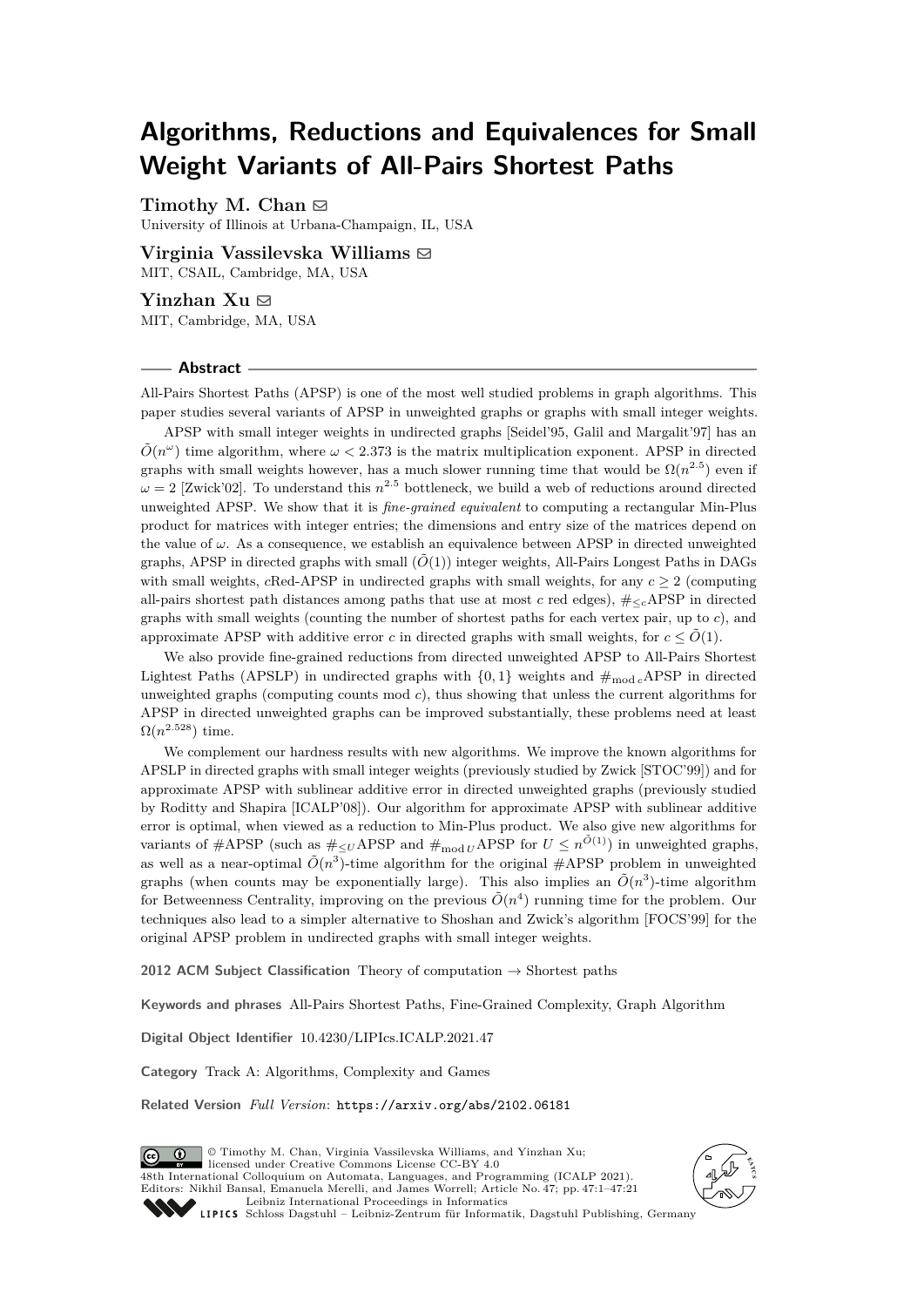# Algorithms, Reductions and Equivalences for Small Weight Variants of All-Pairs Shortest Paths

**Timothy M. Chan**
University of Illinois at Urbana-Champaign, IL, USA

**Virginia Vassilevska Williams**
MIT, CSAIL, Cambridge, MA, USA

**Yinzhan Xu**
MIT, Cambridge, MA, USA

## Abstract

All-Pairs Shortest Paths (APSP) is one of the most well studied problems in graph algorithms. This paper studies several variants of APSP in unweighted graphs or graphs with small integer weights.

APSP with small integer weights in undirected graphs [Seidel'95, Galil and Margalit'97] has an $\tilde{O}(n^{\omega})$ time algorithm, where $\omega < 2.373$ is the matrix multiplication exponent. APSP in directed graphs with small weights however, has a much slower running time that would be $\Omega(n^{2.5})$ even if $\omega = 2$ [Zwick'02]. To understand this $n^{2.5}$ bottleneck, we build a web of reductions around directed unweighted APSP. We show that it is *fine-grained equivalent* to computing a rectangular Min-Plus product for matrices with integer entries; the dimensions and entry size of the matrices depend on the value of $\omega$. As a consequence, we establish an equivalence between APSP in directed unweighted graphs, APSP in directed graphs with small ($\tilde{O}(1)$) integer weights, All-Pairs Longest Paths in DAGs with small weights, $c$Red-APSP in undirected graphs with small weights, for any $c \geq 2$ (computing all-pairs shortest path distances among paths that use at most $c$ red edges), $\#_{\leq c}$APSP in directed graphs with small weights (counting the number of shortest paths for each vertex pair, up to $c$), and approximate APSP with additive error $c$ in directed graphs with small weights, for $c \leq \tilde{O}(1)$.

We also provide fine-grained reductions from directed unweighted APSP to All-Pairs Shortest Lightest Paths (APSLP) in undirected graphs with $\{0, 1\}$ weights and $\#_{\text{mod } c}$APSP in directed unweighted graphs (computing counts mod $c$), thus showing that unless the current algorithms for APSP in directed unweighted graphs can be improved substantially, these problems need at least $\Omega(n^{2.528})$ time.

We complement our hardness results with new algorithms. We improve the known algorithms for APSLP in directed graphs with small integer weights (previously studied by Zwick [STOC'99]) and for approximate APSP with sublinear additive error in directed unweighted graphs (previously studied by Roditty and Shapira [ICALP'08]). Our algorithm for approximate APSP with sublinear additive error is optimal, when viewed as a reduction to Min-Plus product. We also give new algorithms for variants of #APSP (such as $\#_{\leq U}$APSP and $\#_{\text{mod } U}$APSP for $U \leq n^{\tilde{O}(1)}$) in unweighted graphs, as well as a near-optimal $\tilde{O}(n^3)$-time algorithm for the original #APSP problem in unweighted graphs (when counts may be exponentially large). This also implies an $\tilde{O}(n^3)$-time algorithm for Betweenness Centrality, improving on the previous $\tilde{O}(n^4)$ running time for the problem. Our techniques also lead to a simpler alternative to Shoshan and Zwick's algorithm [FOCS'99] for the original APSP problem in undirected graphs with small integer weights.

**2012 ACM Subject Classification** Theory of computation → Shortest paths

**Keywords and phrases** All-Pairs Shortest Paths, Fine-Grained Complexity, Graph Algorithm

**Digital Object Identifier** 10.4230/LIPIcs.ICALP.2021.47

**Category** Track A: Algorithms, Complexity and Games

**Related Version** *Full Version*: https://arxiv.org/abs/2102.06181

© Timothy M. Chan, Virginia Vassilevska Williams, and Yinzhan Xu; licensed under Creative Commons License CC-BY 4.0
48th International Colloquium on Automata, Languages, and Programming (ICALP 2021).
Editors: Nikhil Bansal, Emanuela Merelli, and James Worrell; Article No. 47; pp. 47:1–47:21
Leibniz International Proceedings in Informatics
LIPICS Schloss Dagstuhl – Leibniz-Zentrum für Informatik, Dagstuhl Publishing, Germany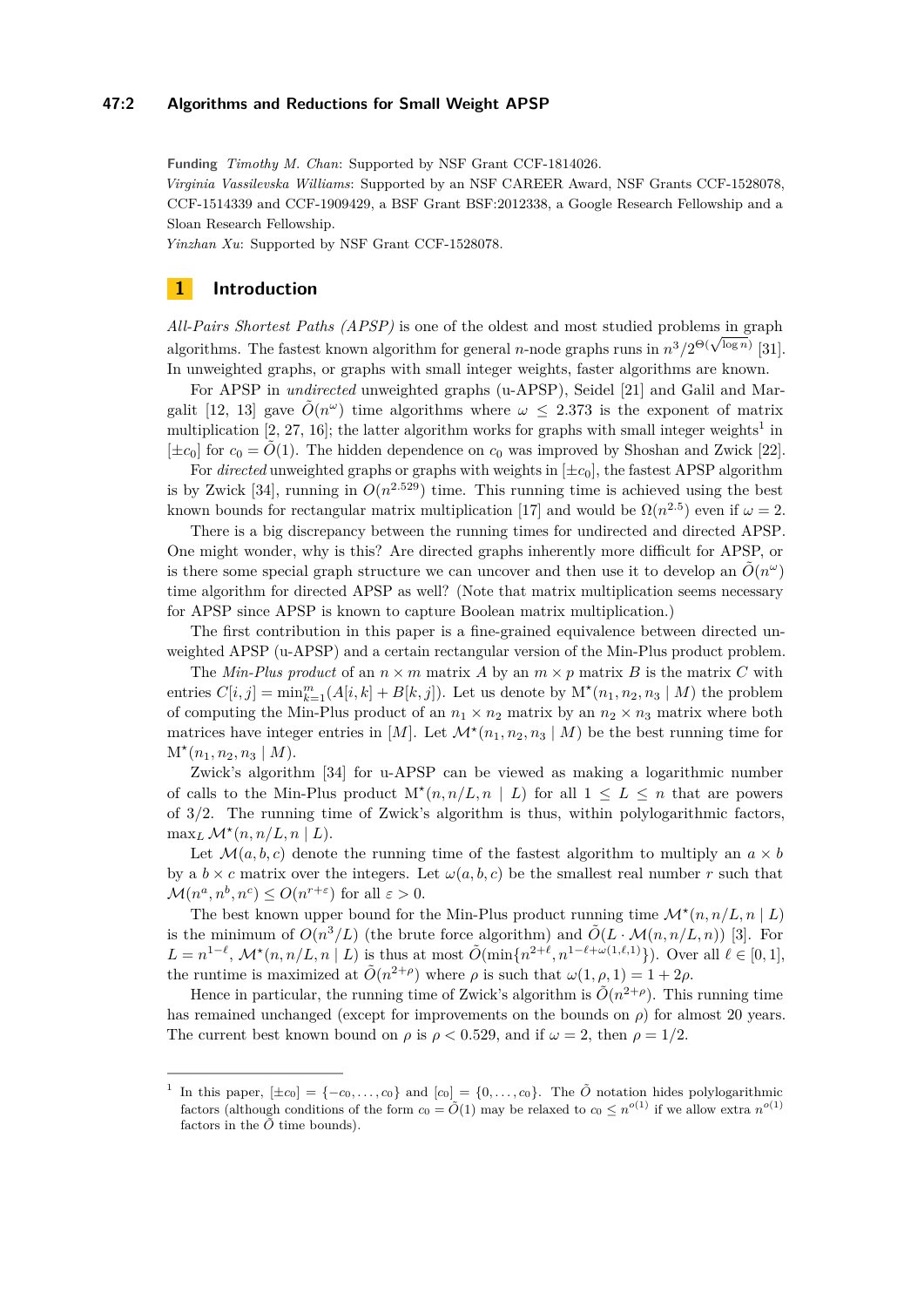**Funding** *Timothy M. Chan*: Supported by NSF Grant CCF-1814026.
*Virginia Vassilevska Williams*: Supported by an NSF CAREER Award, NSF Grants CCF-1528078, CCF-1514339 and CCF-1909429, a BSF Grant BSF:2012338, a Google Research Fellowship and a Sloan Research Fellowship.
*Yinzhan Xu*: Supported by NSF Grant CCF-1528078.

## 1 Introduction

*All-Pairs Shortest Paths (APSP)* is one of the oldest and most studied problems in graph algorithms. The fastest known algorithm for general $n$-node graphs runs in $n^3/2^{\Theta(\sqrt{\log n})}$ [31]. In unweighted graphs, or graphs with small integer weights, faster algorithms are known.

For APSP in *undirected* unweighted graphs (u-APSP), Seidel [21] and Galil and Margalit [12, 13] gave $\tilde{O}(n^\omega)$ time algorithms where $\omega \leq 2.373$ is the exponent of matrix multiplication [2, 27, 16]; the latter algorithm works for graphs with small integer weights[1] in $[\pm c_0]$ for $c_0 = \tilde{O}(1)$. The hidden dependence on $c_0$ was improved by Shoshan and Zwick [22].

For *directed* unweighted graphs or graphs with weights in $[\pm c_0]$, the fastest APSP algorithm is by Zwick [34], running in $O(n^{2.529})$ time. This running time is achieved using the best known bounds for rectangular matrix multiplication [17] and would be $\Omega(n^{2.5})$ even if $\omega = 2$.

There is a big discrepancy between the running times for undirected and directed APSP. One might wonder, why is this? Are directed graphs inherently more difficult for APSP, or is there some special graph structure we can uncover and then use it to develop an $\tilde{O}(n^\omega)$ time algorithm for directed APSP as well? (Note that matrix multiplication seems necessary for APSP since APSP is known to capture Boolean matrix multiplication.)

The first contribution in this paper is a fine-grained equivalence between directed unweighted APSP (u-APSP) and a certain rectangular version of the Min-Plus product problem.

The *Min-Plus product* of an $n \times m$ matrix $A$ by an $m \times p$ matrix $B$ is the matrix $C$ with entries $C[i,j] = \min_{k=1}^{m}(A[i,k] + B[k,j])$. Let us denote by $\mathrm{M}^\star(n_1, n_2, n_3 \mid M)$ the problem of computing the Min-Plus product of an $n_1 \times n_2$ matrix by an $n_2 \times n_3$ matrix where both matrices have integer entries in $[M]$. Let $\mathcal{M}^\star(n_1, n_2, n_3 \mid M)$ be the best running time for $\mathrm{M}^\star(n_1, n_2, n_3 \mid M)$.

Zwick's algorithm [34] for u-APSP can be viewed as making a logarithmic number of calls to the Min-Plus product $\mathrm{M}^\star(n, n/L, n \mid L)$ for all $1 \leq L \leq n$ that are powers of 3/2. The running time of Zwick's algorithm is thus, within polylogarithmic factors, $\max_L \mathcal{M}^\star(n, n/L, n \mid L)$.

Let $\mathcal{M}(a, b, c)$ denote the running time of the fastest algorithm to multiply an $a \times b$ by a $b \times c$ matrix over the integers. Let $\omega(a, b, c)$ be the smallest real number $r$ such that $\mathcal{M}(n^a, n^b, n^c) \leq O(n^{r+\varepsilon})$ for all $\varepsilon > 0$.

The best known upper bound for the Min-Plus product running time $\mathcal{M}^\star(n, n/L, n \mid L)$ is the minimum of $O(n^3/L)$ (the brute force algorithm) and $\tilde{O}(L \cdot \mathcal{M}(n, n/L, n))$ [3]. For $L = n^{1-\ell}$, $\mathcal{M}^\star(n, n/L, n \mid L)$ is thus at most $\tilde{O}(\min\{n^{2+\ell}, n^{1-\ell+\omega(1,\ell,1)}\})$. Over all $\ell \in [0,1]$, the runtime is maximized at $\tilde{O}(n^{2+\rho})$ where $\rho$ is such that $\omega(1, \rho, 1) = 1 + 2\rho$.

Hence in particular, the running time of Zwick's algorithm is $\tilde{O}(n^{2+\rho})$. This running time has remained unchanged (except for improvements on the bounds on $\rho$) for almost 20 years. The current best known bound on $\rho$ is $\rho < 0.529$, and if $\omega = 2$, then $\rho = 1/2$.

---

[1] In this paper, $[\pm c_0] = \{-c_0, \ldots, c_0\}$ and $[c_0] = \{0, \ldots, c_0\}$. The $\tilde{O}$ notation hides polylogarithmic factors (although conditions of the form $c_0 = \tilde{O}(1)$ may be relaxed to $c_0 \leq n^{o(1)}$ if we allow extra $n^{o(1)}$ factors in the $\tilde{O}$ time bounds).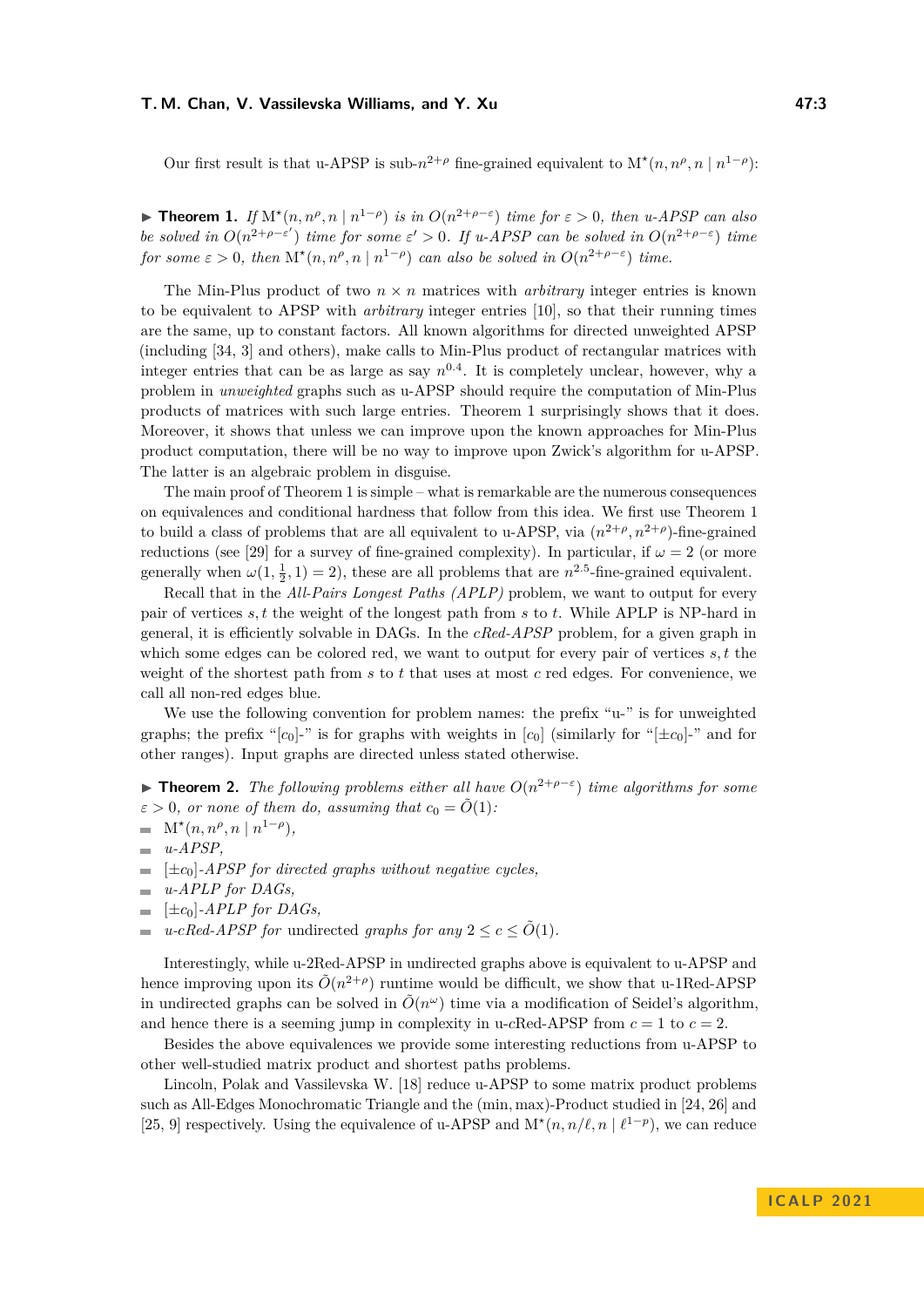Our first result is that u-APSP is sub-$n^{2+\rho}$ fine-grained equivalent to $\mathrm{M}^\star(n, n^\rho, n \mid n^{1-\rho})$:

▶ **Theorem 1.** *If $\mathrm{M}^\star(n, n^\rho, n \mid n^{1-\rho})$ is in $O(n^{2+\rho-\varepsilon})$ time for $\varepsilon > 0$, then u-APSP can also be solved in $O(n^{2+\rho-\varepsilon'})$ time for some $\varepsilon' > 0$. If u-APSP can be solved in $O(n^{2+\rho-\varepsilon})$ time for some $\varepsilon > 0$, then $\mathrm{M}^\star(n, n^\rho, n \mid n^{1-\rho})$ can also be solved in $O(n^{2+\rho-\varepsilon})$ time.*

The Min-Plus product of two $n \times n$ matrices with *arbitrary* integer entries is known to be equivalent to APSP with *arbitrary* integer entries [10], so that their running times are the same, up to constant factors. All known algorithms for directed unweighted APSP (including [34, 3] and others), make calls to Min-Plus product of rectangular matrices with integer entries that can be as large as say $n^{0.4}$. It is completely unclear, however, why a problem in *unweighted* graphs such as u-APSP should require the computation of Min-Plus products of matrices with such large entries. Theorem 1 surprisingly shows that it does. Moreover, it shows that unless we can improve upon the known approaches for Min-Plus product computation, there will be no way to improve upon Zwick's algorithm for u-APSP. The latter is an algebraic problem in disguise.

The main proof of Theorem 1 is simple – what is remarkable are the numerous consequences on equivalences and conditional hardness that follow from this idea. We first use Theorem 1 to build a class of problems that are all equivalent to u-APSP, via $(n^{2+\rho}, n^{2+\rho})$-fine-grained reductions (see [29] for a survey of fine-grained complexity). In particular, if $\omega = 2$ (or more generally when $\omega(1, \frac{1}{2}, 1) = 2$), these are all problems that are $n^{2.5}$-fine-grained equivalent.

Recall that in the *All-Pairs Longest Paths (APLP)* problem, we want to output for every pair of vertices $s, t$ the weight of the longest path from $s$ to $t$. While APLP is NP-hard in general, it is efficiently solvable in DAGs. In the *cRed-APSP* problem, for a given graph in which some edges can be colored red, we want to output for every pair of vertices $s, t$ the weight of the shortest path from $s$ to $t$ that uses at most $c$ red edges. For convenience, we call all non-red edges blue.

We use the following convention for problem names: the prefix "u-" is for unweighted graphs; the prefix "$[c_0]$-" is for graphs with weights in $[c_0]$ (similarly for "$[\pm c_0]$-" and for other ranges). Input graphs are directed unless stated otherwise.

▶ **Theorem 2.** *The following problems either all have $O(n^{2+\rho-\varepsilon})$ time algorithms for some $\varepsilon > 0$, or none of them do, assuming that $c_0 = \tilde{O}(1)$:*

- $\mathrm{M}^\star(n, n^\rho, n \mid n^{1-\rho})$,
- *u-APSP,*
- *$[\pm c_0]$-APSP for directed graphs without negative cycles,*
- *u-APLP for DAGs,*
- *$[\pm c_0]$-APLP for DAGs,*
- *u-cRed-APSP for* undirected *graphs for any $2 \le c \le \tilde{O}(1)$.*

Interestingly, while u-2Red-APSP in undirected graphs above is equivalent to u-APSP and hence improving upon its $\tilde{O}(n^{2+\rho})$ runtime would be difficult, we show that u-1Red-APSP in undirected graphs can be solved in $\tilde{O}(n^\omega)$ time via a modification of Seidel's algorithm, and hence there is a seeming jump in complexity in u-$c$Red-APSP from $c = 1$ to $c = 2$.

Besides the above equivalences we provide some interesting reductions from u-APSP to other well-studied matrix product and shortest paths problems.

Lincoln, Polak and Vassilevska W. [18] reduce u-APSP to some matrix product problems such as All-Edges Monochromatic Triangle and the (min, max)-Product studied in [24, 26] and [25, 9] respectively. Using the equivalence of u-APSP and $\mathrm{M}^\star(n, n/\ell, n \mid \ell^{1-p})$, we can reduce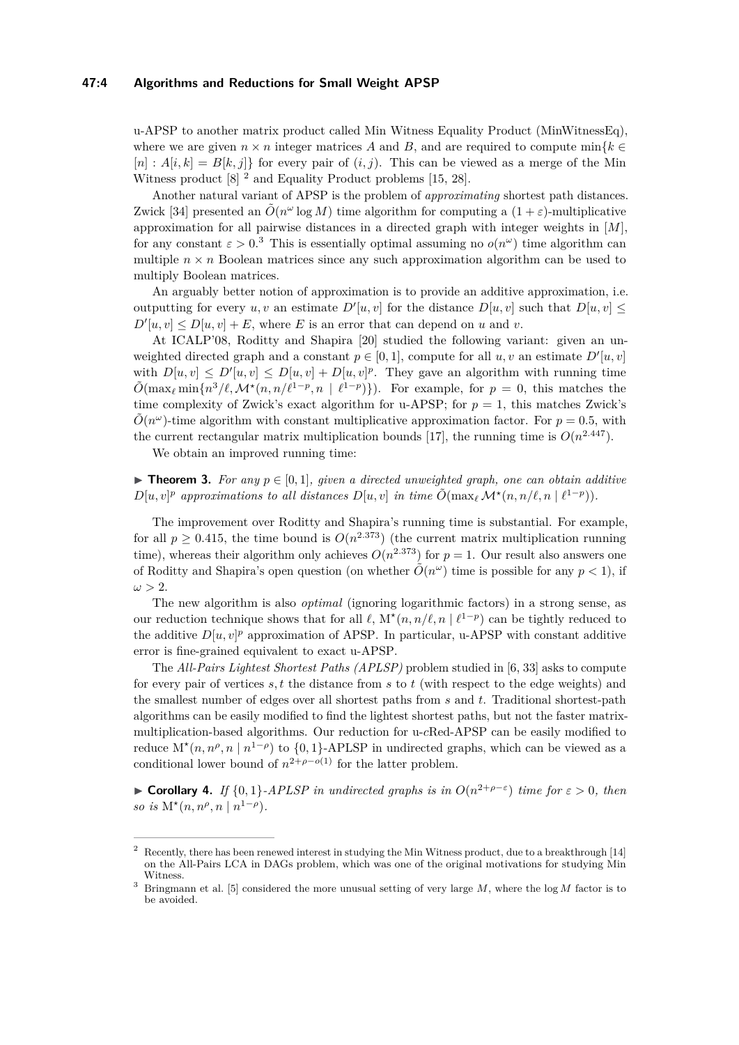u-APSP to another matrix product called Min Witness Equality Product (MinWitnessEq), where we are given $n \times n$ integer matrices $A$ and $B$, and are required to compute $\min\{k \in [n] : A[i,k] = B[k,j]\}$ for every pair of $(i,j)$. This can be viewed as a merge of the Min Witness product [8] [2] and Equality Product problems [15, 28].

Another natural variant of APSP is the problem of *approximating* shortest path distances. Zwick [34] presented an $\tilde{O}(n^\omega \log M)$ time algorithm for computing a $(1+\varepsilon)$-multiplicative approximation for all pairwise distances in a directed graph with integer weights in $[M]$, for any constant $\varepsilon > 0$.[3] This is essentially optimal assuming no $o(n^\omega)$ time algorithm can multiple $n \times n$ Boolean matrices since any such approximation algorithm can be used to multiply Boolean matrices.

An arguably better notion of approximation is to provide an additive approximation, i.e. outputting for every $u, v$ an estimate $D'[u,v]$ for the distance $D[u,v]$ such that $D[u,v] \le D'[u,v] \le D[u,v] + E$, where $E$ is an error that can depend on $u$ and $v$.

At ICALP'08, Roditty and Shapira [20] studied the following variant: given an unweighted directed graph and a constant $p \in [0,1]$, compute for all $u, v$ an estimate $D'[u,v]$ with $D[u,v] \le D'[u,v] \le D[u,v] + D[u,v]^p$. They gave an algorithm with running time $\tilde{O}(\max_\ell \min\{n^3/\ell, \mathcal{M}^\star(n, n/\ell^{1-p}, n \mid \ell^{1-p})\})$. For example, for $p = 0$, this matches the time complexity of Zwick's exact algorithm for u-APSP; for $p = 1$, this matches Zwick's $\tilde{O}(n^\omega)$-time algorithm with constant multiplicative approximation factor. For $p = 0.5$, with the current rectangular matrix multiplication bounds [17], the running time is $O(n^{2.447})$.

We obtain an improved running time:

▶ **Theorem 3.** *For any $p \in [0,1]$, given a directed unweighted graph, one can obtain additive $D[u,v]^p$ approximations to all distances $D[u,v]$ in time $\tilde{O}(\max_\ell \mathcal{M}^\star(n, n/\ell, n \mid \ell^{1-p}))$.*

The improvement over Roditty and Shapira's running time is substantial. For example, for all $p \ge 0.415$, the time bound is $O(n^{2.373})$ (the current matrix multiplication running time), whereas their algorithm only achieves $O(n^{2.373})$ for $p = 1$. Our result also answers one of Roditty and Shapira's open question (on whether $\tilde{O}(n^\omega)$ time is possible for any $p < 1$), if $\omega > 2$.

The new algorithm is also *optimal* (ignoring logarithmic factors) in a strong sense, as our reduction technique shows that for all $\ell$, $\mathrm{M}^\star(n, n/\ell, n \mid \ell^{1-p})$ can be tightly reduced to the additive $D[u,v]^p$ approximation of APSP. In particular, u-APSP with constant additive error is fine-grained equivalent to exact u-APSP.

The *All-Pairs Lightest Shortest Paths (APLSP)* problem studied in [6, 33] asks to compute for every pair of vertices $s, t$ the distance from $s$ to $t$ (with respect to the edge weights) and the smallest number of edges over all shortest paths from $s$ and $t$. Traditional shortest-path algorithms can be easily modified to find the lightest shortest paths, but not the faster matrix-multiplication-based algorithms. Our reduction for u-$c$Red-APSP can be easily modified to reduce $\mathrm{M}^\star(n, n^\rho, n \mid n^{1-\rho})$ to $\{0,1\}$-APLSP in undirected graphs, which can be viewed as a conditional lower bound of $n^{2+\rho-o(1)}$ for the latter problem.

▶ **Corollary 4.** *If $\{0,1\}$-APLSP in undirected graphs is in $O(n^{2+\rho-\varepsilon})$ time for $\varepsilon > 0$, then so is $\mathrm{M}^\star(n, n^\rho, n \mid n^{1-\rho})$.*

---

[2] Recently, there has been renewed interest in studying the Min Witness product, due to a breakthrough [14] on the All-Pairs LCA in DAGs problem, which was one of the original motivations for studying Min Witness.

[3] Bringmann et al. [5] considered the more unusual setting of very large $M$, where the $\log M$ factor is to be avoided.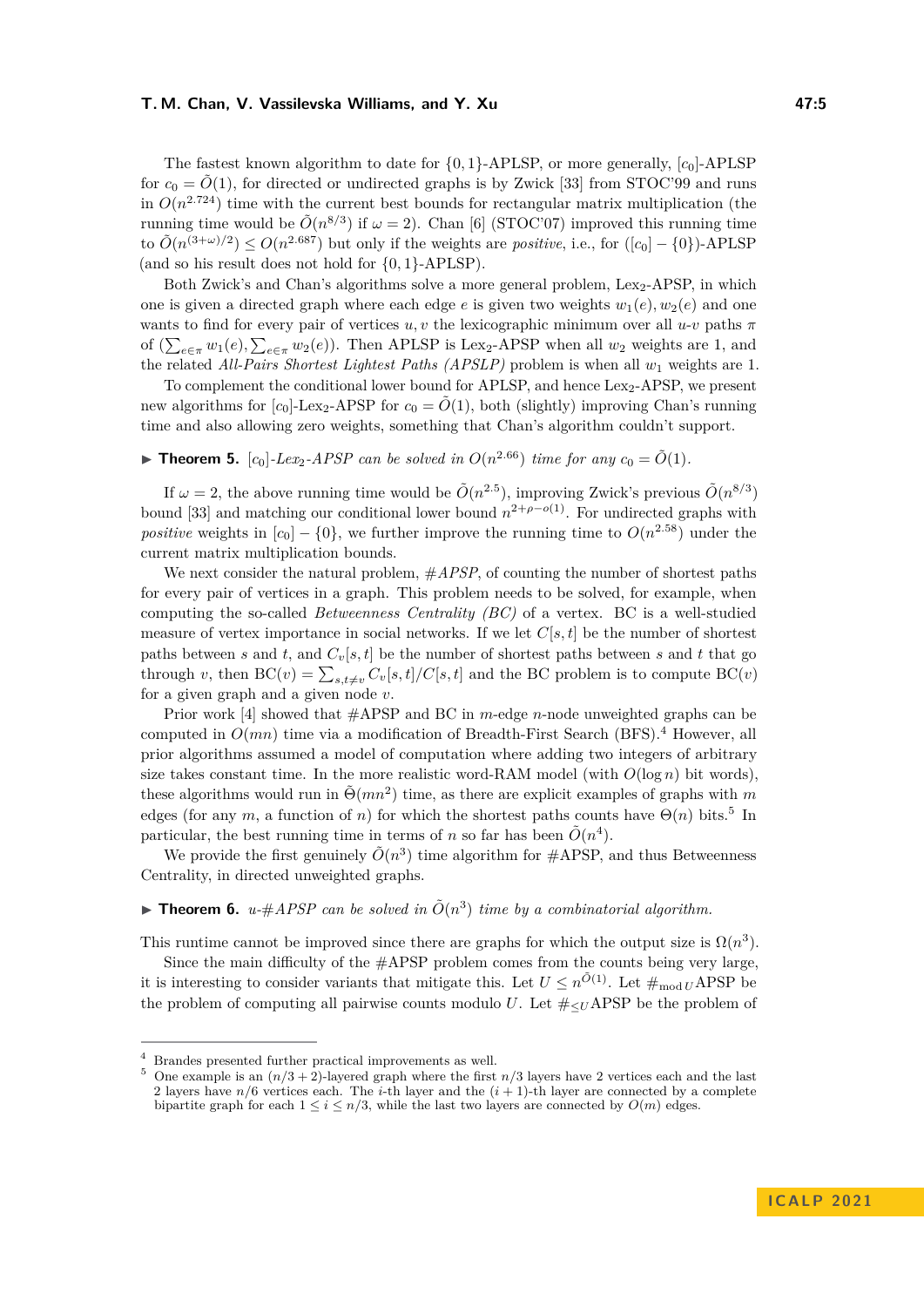The fastest known algorithm to date for $\{0,1\}$-APLSP, or more generally, $[c_0]$-APLSP for $c_0 = \tilde{O}(1)$, for directed or undirected graphs is by Zwick [33] from STOC'99 and runs in $O(n^{2.724})$ time with the current best bounds for rectangular matrix multiplication (the running time would be $\tilde{O}(n^{8/3})$ if $\omega = 2$). Chan [6] (STOC'07) improved this running time to $\tilde{O}(n^{(3+\omega)/2}) \le O(n^{2.687})$ but only if the weights are *positive*, i.e., for $([c_0] - \{0\})$-APLSP (and so his result does not hold for $\{0,1\}$-APLSP).

Both Zwick's and Chan's algorithms solve a more general problem, Lex$_2$-APSP, in which one is given a directed graph where each edge $e$ is given two weights $w_1(e), w_2(e)$ and one wants to find for every pair of vertices $u, v$ the lexicographic minimum over all $u$-$v$ paths $\pi$ of $(\sum_{e\in\pi} w_1(e), \sum_{e\in\pi} w_2(e))$. Then APLSP is Lex$_2$-APSP when all $w_2$ weights are 1, and the related *All-Pairs Shortest Lightest Paths (APSLP)* problem is when all $w_1$ weights are 1.

To complement the conditional lower bound for APLSP, and hence Lex$_2$-APSP, we present new algorithms for $[c_0]$-Lex$_2$-APSP for $c_0 = \tilde{O}(1)$, both (slightly) improving Chan's running time and also allowing zero weights, something that Chan's algorithm couldn't support.

▶ **Theorem 5.** *$[c_0]$-Lex$_2$-APSP can be solved in $O(n^{2.66})$ time for any $c_0 = \tilde{O}(1)$.*

If $\omega = 2$, the above running time would be $\tilde{O}(n^{2.5})$, improving Zwick's previous $\tilde{O}(n^{8/3})$ bound [33] and matching our conditional lower bound $n^{2+\rho-o(1)}$. For undirected graphs with *positive* weights in $[c_0] - \{0\}$, we further improve the running time to $O(n^{2.58})$ under the current matrix multiplication bounds.

We next consider the natural problem, *#APSP*, of counting the number of shortest paths for every pair of vertices in a graph. This problem needs to be solved, for example, when computing the so-called *Betweenness Centrality (BC)* of a vertex. BC is a well-studied measure of vertex importance in social networks. If we let $C[s,t]$ be the number of shortest paths between $s$ and $t$, and $C_v[s,t]$ be the number of shortest paths between $s$ and $t$ that go through $v$, then $\text{BC}(v) = \sum_{s,t\neq v} C_v[s,t]/C[s,t]$ and the BC problem is to compute BC$(v)$ for a given graph and a given node $v$.

Prior work [4] showed that #APSP and BC in $m$-edge $n$-node unweighted graphs can be computed in $O(mn)$ time via a modification of Breadth-First Search (BFS).[4] However, all prior algorithms assumed a model of computation where adding two integers of arbitrary size takes constant time. In the more realistic word-RAM model (with $O(\log n)$ bit words), these algorithms would run in $\tilde{\Theta}(mn^2)$ time, as there are explicit examples of graphs with $m$ edges (for any $m$, a function of $n$) for which the shortest paths counts have $\Theta(n)$ bits.[5] In particular, the best running time in terms of $n$ so far has been $\tilde{O}(n^4)$.

We provide the first genuinely $\tilde{O}(n^3)$ time algorithm for #APSP, and thus Betweenness Centrality, in directed unweighted graphs.

▶ **Theorem 6.** *u-#APSP can be solved in $\tilde{O}(n^3)$ time by a combinatorial algorithm.*

This runtime cannot be improved since there are graphs for which the output size is $\Omega(n^3)$.

Since the main difficulty of the #APSP problem comes from the counts being very large, it is interesting to consider variants that mitigate this. Let $U \le n^{\tilde{O}(1)}$. Let $\#_{\text{mod}\, U}$APSP be the problem of computing all pairwise counts modulo $U$. Let $\#_{\le U}$APSP be the problem of

---

[4] Brandes presented further practical improvements as well.

[5] One example is an $(n/3+2)$-layered graph where the first $n/3$ layers have 2 vertices each and the last 2 layers have $n/6$ vertices each. The $i$-th layer and the $(i+1)$-th layer are connected by a complete bipartite graph for each $1 \le i \le n/3$, while the last two layers are connected by $O(m)$ edges.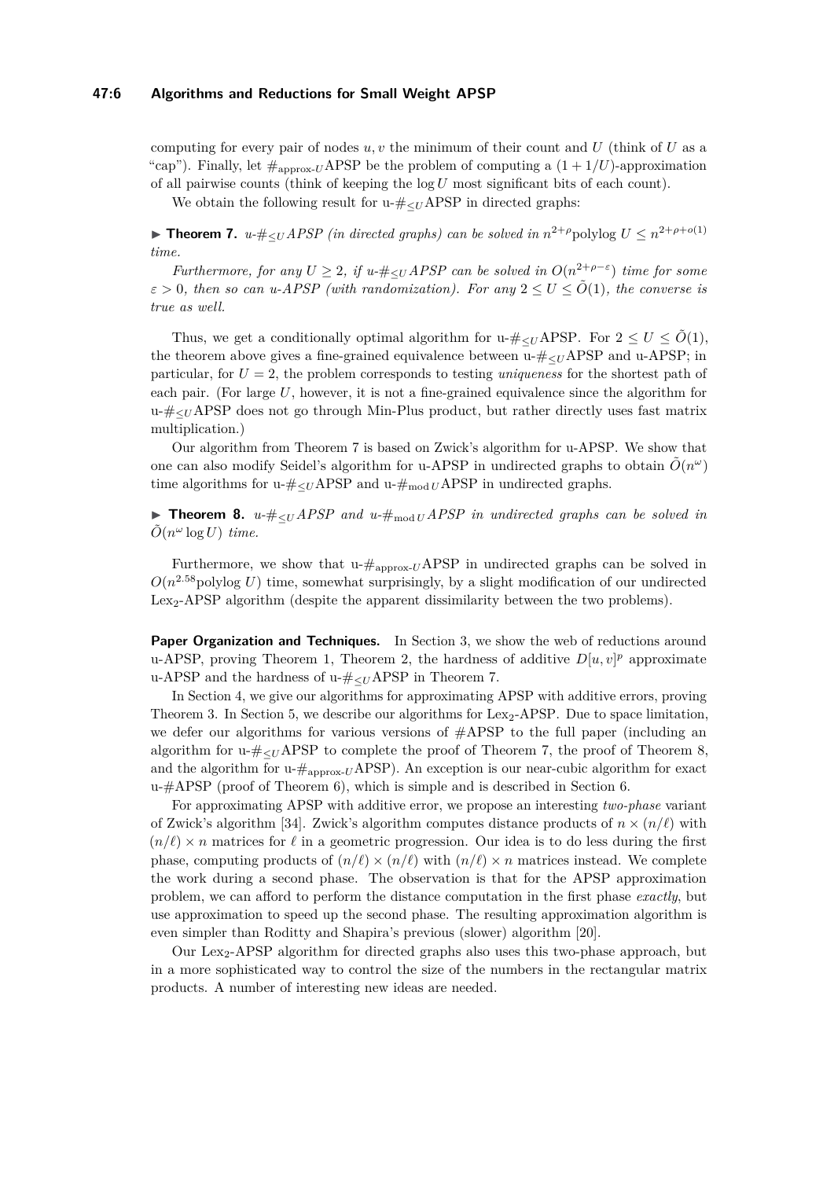computing for every pair of nodes $u, v$ the minimum of their count and $U$ (think of $U$ as a "cap"). Finally, let $\#_{\text{approx-}U}$APSP be the problem of computing a $(1 + 1/U)$-approximation of all pairwise counts (think of keeping the $\log U$ most significant bits of each count).

We obtain the following result for u-$\#_{\leq U}$APSP in directed graphs:

▶ **Theorem 7.** *u-$\#_{\leq U}$APSP (in directed graphs) can be solved in $n^{2+\rho}\text{polylog } U \leq n^{2+\rho+o(1)}$ time.*

*Furthermore, for any $U \geq 2$, if u-$\#_{\leq U}$APSP can be solved in $O(n^{2+\rho-\varepsilon})$ time for some $\varepsilon > 0$, then so can u-APSP (with randomization). For any $2 \leq U \leq \tilde{O}(1)$, the converse is true as well.*

Thus, we get a conditionally optimal algorithm for u-$\#_{\leq U}$APSP. For $2 \leq U \leq \tilde{O}(1)$, the theorem above gives a fine-grained equivalence between u-$\#_{\leq U}$APSP and u-APSP; in particular, for $U = 2$, the problem corresponds to testing *uniqueness* for the shortest path of each pair. (For large $U$, however, it is not a fine-grained equivalence since the algorithm for u-$\#_{\leq U}$APSP does not go through Min-Plus product, but rather directly uses fast matrix multiplication.)

Our algorithm from Theorem 7 is based on Zwick's algorithm for u-APSP. We show that one can also modify Seidel's algorithm for u-APSP in undirected graphs to obtain $\tilde{O}(n^\omega)$ time algorithms for u-$\#_{\leq U}$APSP and u-$\#_{\text{mod } U}$APSP in undirected graphs.

▶ **Theorem 8.** *u-$\#_{\leq U}$APSP and u-$\#_{\text{mod } U}$APSP in undirected graphs can be solved in $\tilde{O}(n^\omega \log U)$ time.*

Furthermore, we show that u-$\#_{\text{approx-}U}$APSP in undirected graphs can be solved in $O(n^{2.58}\text{polylog } U)$ time, somewhat surprisingly, by a slight modification of our undirected $\text{Lex}_2$-APSP algorithm (despite the apparent dissimilarity between the two problems).

**Paper Organization and Techniques.** In Section 3, we show the web of reductions around u-APSP, proving Theorem 1, Theorem 2, the hardness of additive $D[u, v]^p$ approximate u-APSP and the hardness of u-$\#_{\leq U}$APSP in Theorem 7.

In Section 4, we give our algorithms for approximating APSP with additive errors, proving Theorem 3. In Section 5, we describe our algorithms for $\text{Lex}_2$-APSP. Due to space limitation, we defer our algorithms for various versions of #APSP to the full paper (including an algorithm for u-$\#_{\leq U}$APSP to complete the proof of Theorem 7, the proof of Theorem 8, and the algorithm for u-$\#_{\text{approx-}U}$APSP). An exception is our near-cubic algorithm for exact u-#APSP (proof of Theorem 6), which is simple and is described in Section 6.

For approximating APSP with additive error, we propose an interesting *two-phase* variant of Zwick's algorithm [34]. Zwick's algorithm computes distance products of $n \times (n/\ell)$ with $(n/\ell) \times n$ matrices for $\ell$ in a geometric progression. Our idea is to do less during the first phase, computing products of $(n/\ell) \times (n/\ell)$ with $(n/\ell) \times n$ matrices instead. We complete the work during a second phase. The observation is that for the APSP approximation problem, we can afford to perform the distance computation in the first phase *exactly*, but use approximation to speed up the second phase. The resulting approximation algorithm is even simpler than Roditty and Shapira's previous (slower) algorithm [20].

Our $\text{Lex}_2$-APSP algorithm for directed graphs also uses this two-phase approach, but in a more sophisticated way to control the size of the numbers in the rectangular matrix products. A number of interesting new ideas are needed.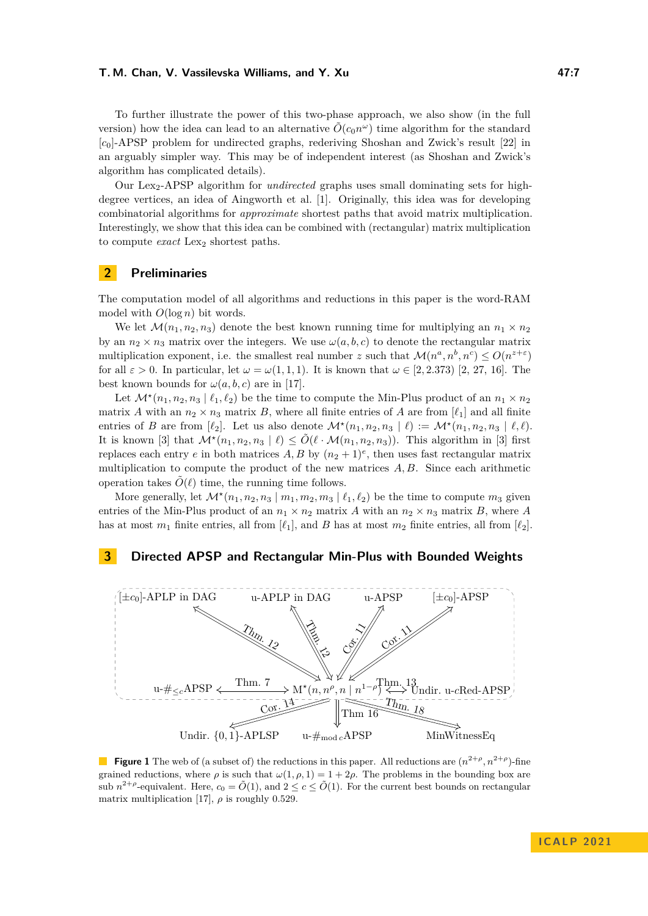To further illustrate the power of this two-phase approach, we also show (in the full version) how the idea can lead to an alternative $\tilde{O}(c_0 n^\omega)$ time algorithm for the standard $[c_0]$-APSP problem for undirected graphs, rederiving Shoshan and Zwick's result [22] in an arguably simpler way. This may be of independent interest (as Shoshan and Zwick's algorithm has complicated details).

Our Lex$_2$-APSP algorithm for *undirected* graphs uses small dominating sets for high-degree vertices, an idea of Aingworth et al. [1]. Originally, this idea was for developing combinatorial algorithms for *approximate* shortest paths that avoid matrix multiplication. Interestingly, we show that this idea can be combined with (rectangular) matrix multiplication to compute *exact* Lex$_2$ shortest paths.

## 2 Preliminaries

The computation model of all algorithms and reductions in this paper is the word-RAM model with $O(\log n)$ bit words.

We let $\mathcal{M}(n_1, n_2, n_3)$ denote the best known running time for multiplying an $n_1 \times n_2$ by an $n_2 \times n_3$ matrix over the integers. We use $\omega(a, b, c)$ to denote the rectangular matrix multiplication exponent, i.e. the smallest real number $z$ such that $\mathcal{M}(n^a, n^b, n^c) \leq O(n^{z+\varepsilon})$ for all $\varepsilon > 0$. In particular, let $\omega = \omega(1, 1, 1)$. It is known that $\omega \in [2, 2.373)$ [2, 27, 16]. The best known bounds for $\omega(a, b, c)$ are in [17].

Let $\mathcal{M}^\star(n_1, n_2, n_3 \mid \ell_1, \ell_2)$ be the time to compute the Min-Plus product of an $n_1 \times n_2$ matrix $A$ with an $n_2 \times n_3$ matrix $B$, where all finite entries of $A$ are from $[\ell_1]$ and all finite entries of $B$ are from $[\ell_2]$. Let us also denote $\mathcal{M}^\star(n_1, n_2, n_3 \mid \ell) := \mathcal{M}^\star(n_1, n_2, n_3 \mid \ell, \ell)$. It is known [3] that $\mathcal{M}^\star(n_1, n_2, n_3 \mid \ell) \leq \tilde{O}(\ell \cdot \mathcal{M}(n_1, n_2, n_3))$. This algorithm in [3] first replaces each entry $e$ in both matrices $A, B$ by $(n_2 + 1)^e$, then uses fast rectangular matrix multiplication to compute the product of the new matrices $A, B$. Since each arithmetic operation takes $\tilde{O}(\ell)$ time, the running time follows.

More generally, let $\mathcal{M}^\star(n_1, n_2, n_3 \mid m_1, m_2, m_3 \mid \ell_1, \ell_2)$ be the time to compute $m_3$ given entries of the Min-Plus product of an $n_1 \times n_2$ matrix $A$ with an $n_2 \times n_3$ matrix $B$, where $A$ has at most $m_1$ finite entries, all from $[\ell_1]$, and $B$ has at most $m_2$ finite entries, all from $[\ell_2]$.

## 3 Directed APSP and Rectangular Min-Plus with Bounded Weights

**Figure 1** The web of (a subset of) the reductions in this paper. All reductions are $(n^{2+\rho}, n^{2+\rho})$-fine grained reductions, where $\rho$ is such that $\omega(1, \rho, 1) = 1 + 2\rho$. The problems in the bounding box are sub $n^{2+\rho}$-equivalent. Here, $c_0 = \tilde{O}(1)$, and $2 \leq c \leq \tilde{O}(1)$. For the current best bounds on rectangular matrix multiplication [17], $\rho$ is roughly 0.529.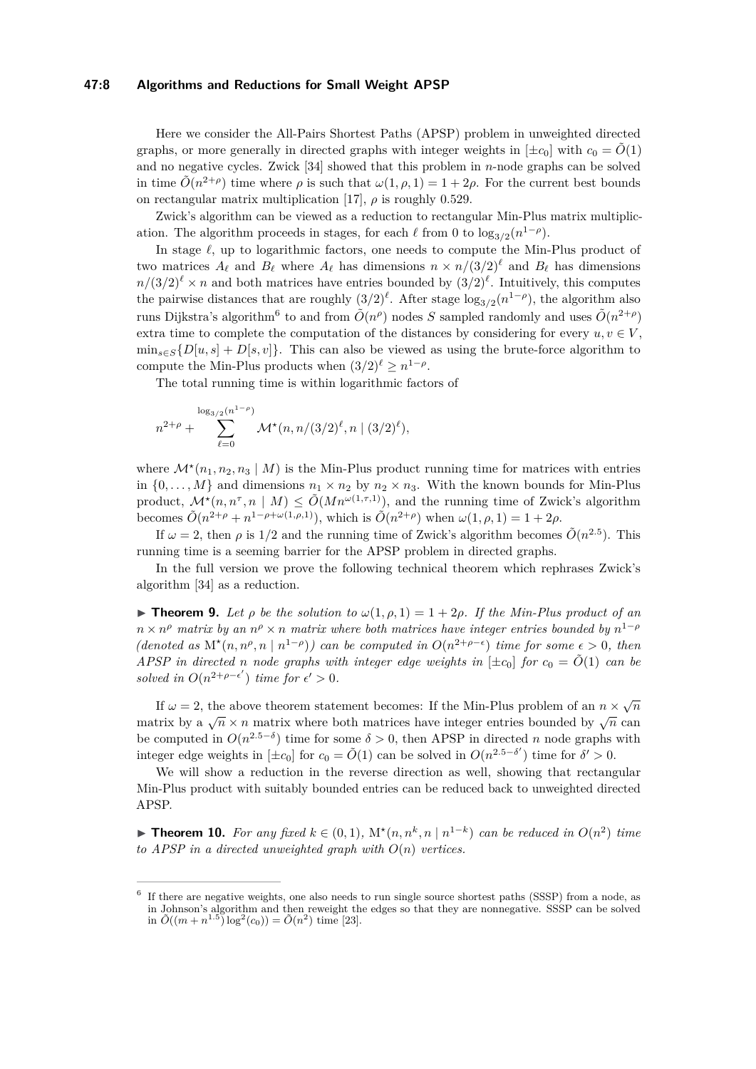Here we consider the All-Pairs Shortest Paths (APSP) problem in unweighted directed graphs, or more generally in directed graphs with integer weights in $[\pm c_0]$ with $c_0 = \tilde{O}(1)$ and no negative cycles. Zwick [34] showed that this problem in $n$-node graphs can be solved in time $\tilde{O}(n^{2+\rho})$ time where $\rho$ is such that $\omega(1, \rho, 1) = 1 + 2\rho$. For the current best bounds on rectangular matrix multiplication [17], $\rho$ is roughly 0.529.

Zwick's algorithm can be viewed as a reduction to rectangular Min-Plus matrix multiplication. The algorithm proceeds in stages, for each $\ell$ from 0 to $\log_{3/2}(n^{1-\rho})$.

In stage $\ell$, up to logarithmic factors, one needs to compute the Min-Plus product of two matrices $A_\ell$ and $B_\ell$ where $A_\ell$ has dimensions $n \times n/(3/2)^\ell$ and $B_\ell$ has dimensions $n/(3/2)^\ell \times n$ and both matrices have entries bounded by $(3/2)^\ell$. Intuitively, this computes the pairwise distances that are roughly $(3/2)^\ell$. After stage $\log_{3/2}(n^{1-\rho})$, the algorithm also runs Dijkstra's algorithm[6] to and from $\tilde{O}(n^\rho)$ nodes $S$ sampled randomly and uses $\tilde{O}(n^{2+\rho})$ extra time to complete the computation of the distances by considering for every $u, v \in V$, $\min_{s \in S}\{D[u, s] + D[s, v]\}$. This can also be viewed as using the brute-force algorithm to compute the Min-Plus products when $(3/2)^\ell \geq n^{1-\rho}$.

The total running time is within logarithmic factors of

$$n^{2+\rho} + \sum_{\ell=0}^{\log_{3/2}(n^{1-\rho})} \mathcal{M}^\star(n, n/(3/2)^\ell, n \mid (3/2)^\ell),$$

where $\mathcal{M}^\star(n_1, n_2, n_3 \mid M)$ is the Min-Plus product running time for matrices with entries in $\{0, \ldots, M\}$ and dimensions $n_1 \times n_2$ by $n_2 \times n_3$. With the known bounds for Min-Plus product, $\mathcal{M}^\star(n, n^\tau, n \mid M) \leq \tilde{O}(Mn^{\omega(1,\tau,1)})$, and the running time of Zwick's algorithm becomes $\tilde{O}(n^{2+\rho} + n^{1-\rho+\omega(1,\rho,1)})$, which is $\tilde{O}(n^{2+\rho})$ when $\omega(1, \rho, 1) = 1 + 2\rho$.

If $\omega = 2$, then $\rho$ is $1/2$ and the running time of Zwick's algorithm becomes $\tilde{O}(n^{2.5})$. This running time is a seeming barrier for the APSP problem in directed graphs.

In the full version we prove the following technical theorem which rephrases Zwick's algorithm [34] as a reduction.

▶ **Theorem 9.** *Let $\rho$ be the solution to $\omega(1, \rho, 1) = 1 + 2\rho$. If the Min-Plus product of an $n \times n^\rho$ matrix by an $n^\rho \times n$ matrix where both matrices have integer entries bounded by $n^{1-\rho}$ (denoted as $\mathrm{M}^\star(n, n^\rho, n \mid n^{1-\rho})$) can be computed in $O(n^{2+\rho-\epsilon})$ time for some $\epsilon > 0$, then APSP in directed $n$ node graphs with integer edge weights in $[\pm c_0]$ for $c_0 = \tilde{O}(1)$ can be solved in $O(n^{2+\rho-\epsilon'})$ time for $\epsilon' > 0$.*

If $\omega = 2$, the above theorem statement becomes: If the Min-Plus problem of an $n \times \sqrt{n}$ matrix by a $\sqrt{n} \times n$ matrix where both matrices have integer entries bounded by $\sqrt{n}$ can be computed in $O(n^{2.5-\delta})$ time for some $\delta > 0$, then APSP in directed $n$ node graphs with integer edge weights in $[\pm c_0]$ for $c_0 = \tilde{O}(1)$ can be solved in $O(n^{2.5-\delta'})$ time for $\delta' > 0$.

We will show a reduction in the reverse direction as well, showing that rectangular Min-Plus product with suitably bounded entries can be reduced back to unweighted directed APSP.

▶ **Theorem 10.** *For any fixed $k \in (0, 1)$, $\mathrm{M}^\star(n, n^k, n \mid n^{1-k})$ can be reduced in $O(n^2)$ time to APSP in a directed unweighted graph with $O(n)$ vertices.*

---

[6] If there are negative weights, one also needs to run single source shortest paths (SSSP) from a node, as in Johnson's algorithm and then reweight the edges so that they are nonnegative. SSSP can be solved in $\tilde{O}((m + n^{1.5})\log^2(c_0)) = \tilde{O}(n^2)$ time [23].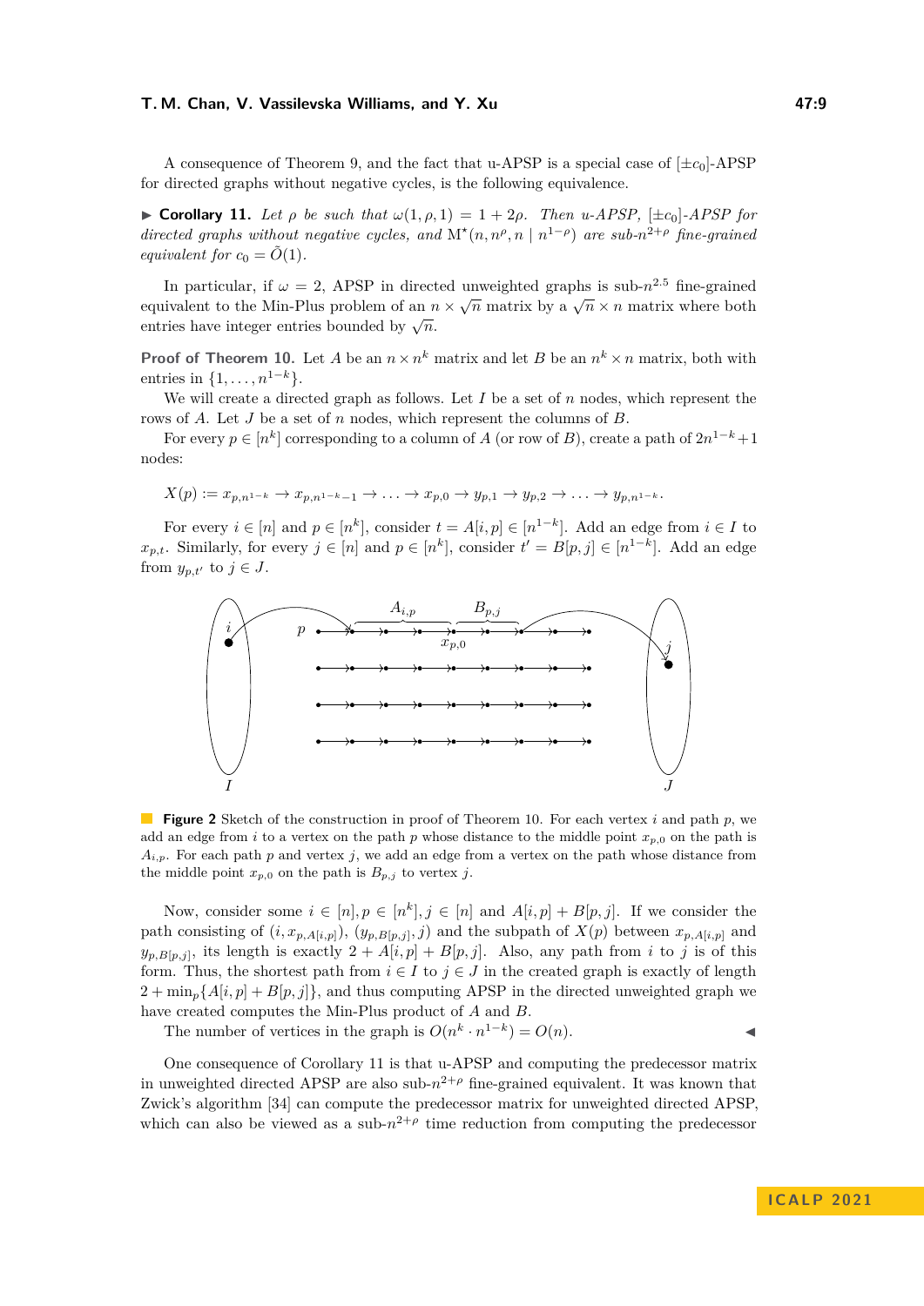A consequence of Theorem 9, and the fact that u-APSP is a special case of $[\pm c_0]$-APSP for directed graphs without negative cycles, is the following equivalence.

▶ **Corollary 11.** *Let $\rho$ be such that $\omega(1, \rho, 1) = 1 + 2\rho$. Then u-APSP, $[\pm c_0]$-APSP for directed graphs without negative cycles, and $\mathrm{M}^\star(n, n^\rho, n \mid n^{1-\rho})$ are sub-$n^{2+\rho}$ fine-grained equivalent for $c_0 = \tilde{O}(1)$.*

In particular, if $\omega = 2$, APSP in directed unweighted graphs is sub-$n^{2.5}$ fine-grained equivalent to the Min-Plus problem of an $n \times \sqrt{n}$ matrix by a $\sqrt{n} \times n$ matrix where both entries have integer entries bounded by $\sqrt{n}$.

**Proof of Theorem 10.** Let $A$ be an $n \times n^k$ matrix and let $B$ be an $n^k \times n$ matrix, both with entries in $\{1, \ldots, n^{1-k}\}$.

We will create a directed graph as follows. Let $I$ be a set of $n$ nodes, which represent the rows of $A$. Let $J$ be a set of $n$ nodes, which represent the columns of $B$.

For every $p \in [n^k]$ corresponding to a column of $A$ (or row of $B$), create a path of $2n^{1-k}+1$ nodes:

$$X(p) := x_{p,n^{1-k}} \to x_{p,n^{1-k}-1} \to \ldots \to x_{p,0} \to y_{p,1} \to y_{p,2} \to \ldots \to y_{p,n^{1-k}}.$$

For every $i \in [n]$ and $p \in [n^k]$, consider $t = A[i,p] \in [n^{1-k}]$. Add an edge from $i \in I$ to $x_{p,t}$. Similarly, for every $j \in [n]$ and $p \in [n^k]$, consider $t' = B[p,j] \in [n^{1-k}]$. Add an edge from $y_{p,t'}$ to $j \in J$.

**Figure 2** Sketch of the construction in proof of Theorem 10. For each vertex $i$ and path $p$, we add an edge from $i$ to a vertex on the path $p$ whose distance to the middle point $x_{p,0}$ on the path is $A_{i,p}$. For each path $p$ and vertex $j$, we add an edge from a vertex on the path whose distance from the middle point $x_{p,0}$ on the path is $B_{p,j}$ to vertex $j$.

Now, consider some $i \in [n], p \in [n^k], j \in [n]$ and $A[i,p] + B[p,j]$. If we consider the path consisting of $(i, x_{p,A[i,p]})$, $(y_{p,B[p,j]}, j)$ and the subpath of $X(p)$ between $x_{p,A[i,p]}$ and $y_{p,B[p,j]}$, its length is exactly $2 + A[i,p] + B[p,j]$. Also, any path from $i$ to $j$ is of this form. Thus, the shortest path from $i \in I$ to $j \in J$ in the created graph is exactly of length $2 + \min_p\{A[i,p] + B[p,j]\}$, and thus computing APSP in the directed unweighted graph we have created computes the Min-Plus product of $A$ and $B$.

The number of vertices in the graph is $O(n^k \cdot n^{1-k}) = O(n)$. ◀

One consequence of Corollary 11 is that u-APSP and computing the predecessor matrix in unweighted directed APSP are also sub-$n^{2+\rho}$ fine-grained equivalent. It was known that Zwick's algorithm [34] can compute the predecessor matrix for unweighted directed APSP, which can also be viewed as a sub-$n^{2+\rho}$ time reduction from computing the predecessor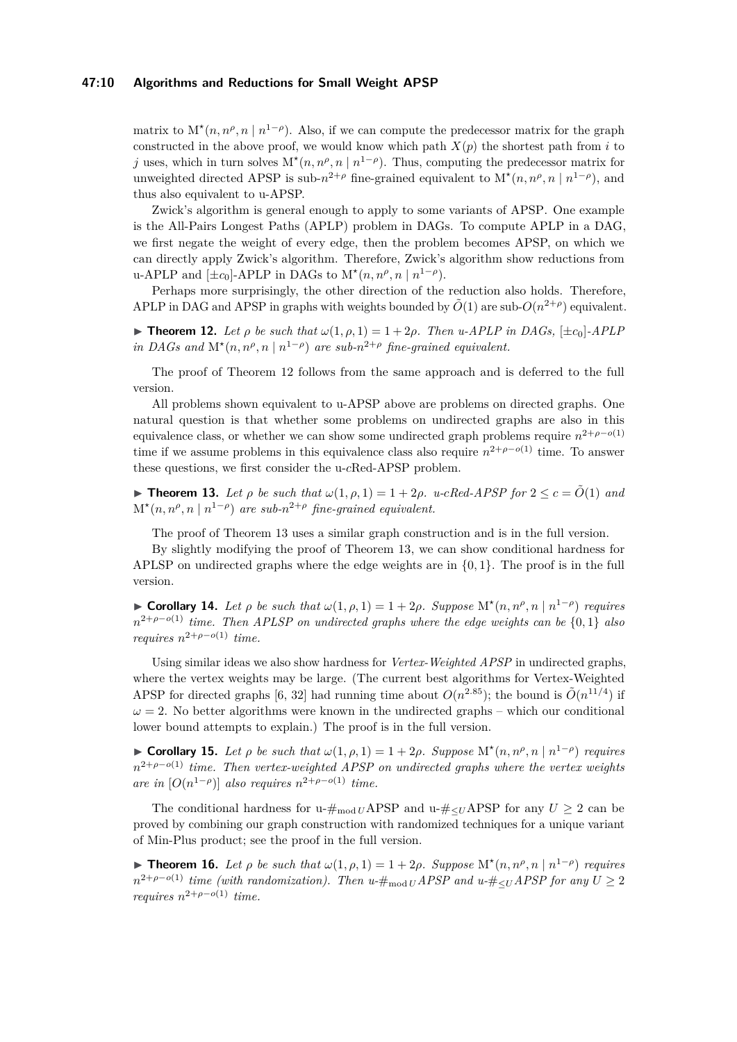matrix to $\mathrm{M}^\star(n, n^\rho, n \mid n^{1-\rho})$. Also, if we can compute the predecessor matrix for the graph constructed in the above proof, we would know which path $X(p)$ the shortest path from $i$ to $j$ uses, which in turn solves $\mathrm{M}^\star(n, n^\rho, n \mid n^{1-\rho})$. Thus, computing the predecessor matrix for unweighted directed APSP is sub-$n^{2+\rho}$ fine-grained equivalent to $\mathrm{M}^\star(n, n^\rho, n \mid n^{1-\rho})$, and thus also equivalent to u-APSP.

Zwick's algorithm is general enough to apply to some variants of APSP. One example is the All-Pairs Longest Paths (APLP) problem in DAGs. To compute APLP in a DAG, we first negate the weight of every edge, then the problem becomes APSP, on which we can directly apply Zwick's algorithm. Therefore, Zwick's algorithm show reductions from u-APLP and $[\pm c_0]$-APLP in DAGs to $\mathrm{M}^\star(n, n^\rho, n \mid n^{1-\rho})$.

Perhaps more surprisingly, the other direction of the reduction also holds. Therefore, APLP in DAG and APSP in graphs with weights bounded by $\tilde{O}(1)$ are sub-$O(n^{2+\rho})$ equivalent.

▶ **Theorem 12.** *Let $\rho$ be such that $\omega(1, \rho, 1) = 1 + 2\rho$. Then u-APLP in DAGs, $[\pm c_0]$-APLP in DAGs and $\mathrm{M}^\star(n, n^\rho, n \mid n^{1-\rho})$ are sub-$n^{2+\rho}$ fine-grained equivalent.*

The proof of Theorem 12 follows from the same approach and is deferred to the full version.

All problems shown equivalent to u-APSP above are problems on directed graphs. One natural question is that whether some problems on undirected graphs are also in this equivalence class, or whether we can show some undirected graph problems require $n^{2+\rho-o(1)}$ time if we assume problems in this equivalence class also require $n^{2+\rho-o(1)}$ time. To answer these questions, we first consider the u-$c$Red-APSP problem.

▶ **Theorem 13.** *Let $\rho$ be such that $\omega(1, \rho, 1) = 1 + 2\rho$. u-cRed-APSP for $2 \le c = \tilde{O}(1)$ and $\mathrm{M}^\star(n, n^\rho, n \mid n^{1-\rho})$ are sub-$n^{2+\rho}$ fine-grained equivalent.*

The proof of Theorem 13 uses a similar graph construction and is in the full version.

By slightly modifying the proof of Theorem 13, we can show conditional hardness for APLSP on undirected graphs where the edge weights are in $\{0, 1\}$. The proof is in the full version.

▶ **Corollary 14.** *Let $\rho$ be such that $\omega(1, \rho, 1) = 1 + 2\rho$. Suppose $\mathrm{M}^\star(n, n^\rho, n \mid n^{1-\rho})$ requires $n^{2+\rho-o(1)}$ time. Then APLSP on undirected graphs where the edge weights can be $\{0, 1\}$ also requires $n^{2+\rho-o(1)}$ time.*

Using similar ideas we also show hardness for *Vertex-Weighted APSP* in undirected graphs, where the vertex weights may be large. (The current best algorithms for Vertex-Weighted APSP for directed graphs [6, 32] had running time about $O(n^{2.85})$; the bound is $\tilde{O}(n^{11/4})$ if $\omega = 2$. No better algorithms were known in the undirected graphs – which our conditional lower bound attempts to explain.) The proof is in the full version.

▶ **Corollary 15.** *Let $\rho$ be such that $\omega(1, \rho, 1) = 1 + 2\rho$. Suppose $\mathrm{M}^\star(n, n^\rho, n \mid n^{1-\rho})$ requires $n^{2+\rho-o(1)}$ time. Then vertex-weighted APSP on undirected graphs where the vertex weights are in $[O(n^{1-\rho})]$ also requires $n^{2+\rho-o(1)}$ time.*

The conditional hardness for u-$\#_{\bmod U}$APSP and u-$\#_{\le U}$APSP for any $U \ge 2$ can be proved by combining our graph construction with randomized techniques for a unique variant of Min-Plus product; see the proof in the full version.

▶ **Theorem 16.** *Let $\rho$ be such that $\omega(1, \rho, 1) = 1 + 2\rho$. Suppose $\mathrm{M}^\star(n, n^\rho, n \mid n^{1-\rho})$ requires $n^{2+\rho-o(1)}$ time (with randomization). Then u-$\#_{\bmod U}$APSP and u-$\#_{\le U}$APSP for any $U \ge 2$ requires $n^{2+\rho-o(1)}$ time.*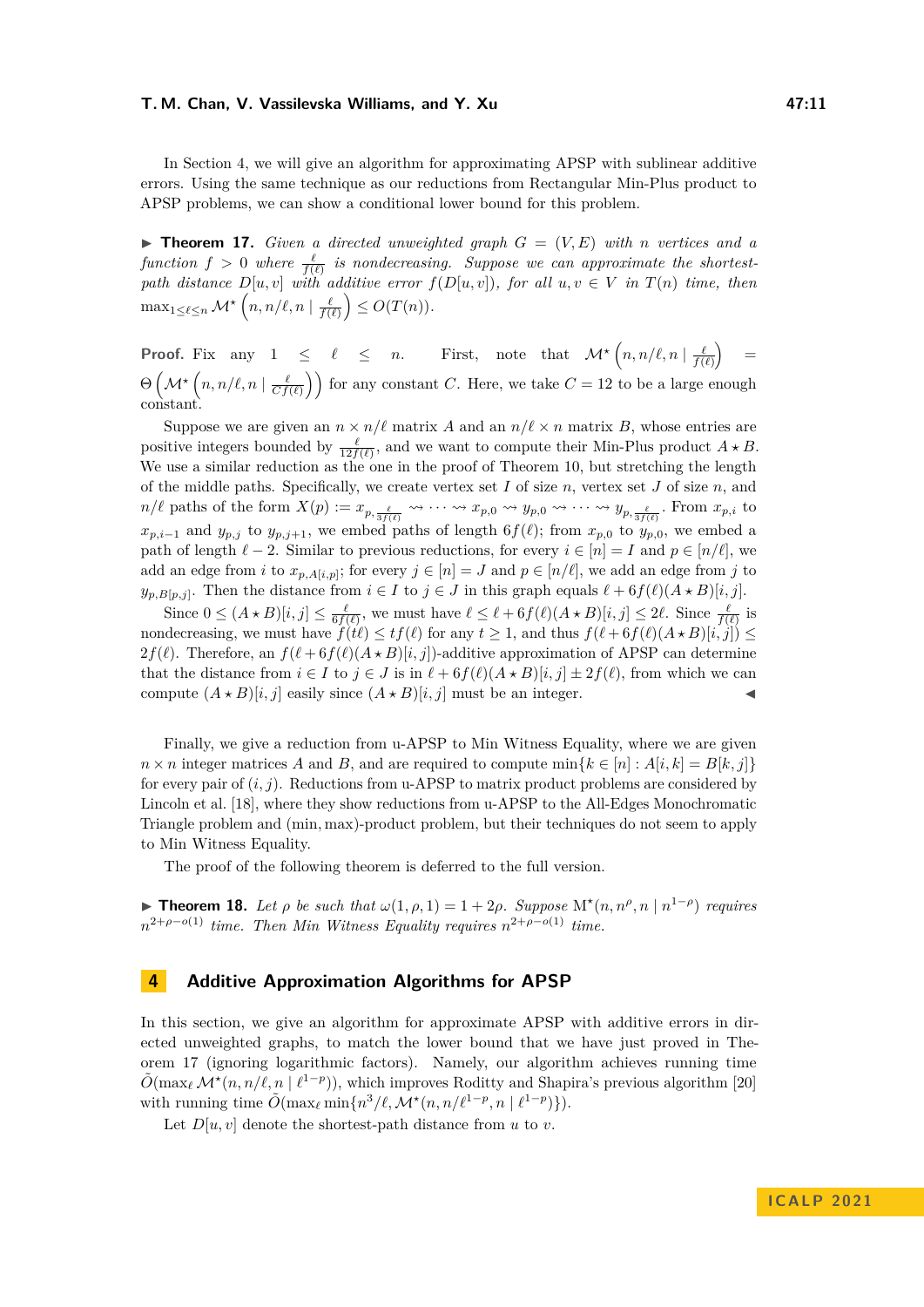In Section 4, we will give an algorithm for approximating APSP with sublinear additive errors. Using the same technique as our reductions from Rectangular Min-Plus product to APSP problems, we can show a conditional lower bound for this problem.

▶ **Theorem 17.** *Given a directed unweighted graph $G = (V, E)$ with $n$ vertices and a function $f > 0$ where $\frac{\ell}{f(\ell)}$ is nondecreasing. Suppose we can approximate the shortest-path distance $D[u, v]$ with additive error $f(D[u, v])$, for all $u, v \in V$ in $T(n)$ time, then* $\max_{1 \le \ell \le n} \mathcal{M}^\star\left(n, n/\ell, n \mid \frac{\ell}{f(\ell)}\right) \le O(T(n))$.

**Proof.** Fix any $1 \le \ell \le n$. First, note that $\mathcal{M}^\star\left(n, n/\ell, n \mid \frac{\ell}{f(\ell)}\right) = \Theta\left(\mathcal{M}^\star\left(n, n/\ell, n \mid \frac{\ell}{Cf(\ell)}\right)\right)$ for any constant $C$. Here, we take $C = 12$ to be a large enough constant.

Suppose we are given an $n \times n/\ell$ matrix $A$ and an $n/\ell \times n$ matrix $B$, whose entries are positive integers bounded by $\frac{\ell}{12f(\ell)}$, and we want to compute their Min-Plus product $A \star B$. We use a similar reduction as the one in the proof of Theorem 10, but stretching the length of the middle paths. Specifically, we create vertex set $I$ of size $n$, vertex set $J$ of size $n$, and $n/\ell$ paths of the form $X(p) := x_{p,\frac{\ell}{3f(\ell)}} \rightsquigarrow \cdots \rightsquigarrow x_{p,0} \rightsquigarrow y_{p,0} \rightsquigarrow \cdots \rightsquigarrow y_{p,\frac{\ell}{3f(\ell)}}$. From $x_{p,i}$ to $x_{p,i-1}$ and $y_{p,j}$ to $y_{p,j+1}$, we embed paths of length $6f(\ell)$; from $x_{p,0}$ to $y_{p,0}$, we embed a path of length $\ell - 2$. Similar to previous reductions, for every $i \in [n] = I$ and $p \in [n/\ell]$, we add an edge from $i$ to $x_{p,A[i,p]}$; for every $j \in [n] = J$ and $p \in [n/\ell]$, we add an edge from $j$ to $y_{p,B[p,j]}$. Then the distance from $i \in I$ to $j \in J$ in this graph equals $\ell + 6f(\ell)(A \star B)[i, j]$.

Since $0 \le (A \star B)[i, j] \le \frac{\ell}{6f(\ell)}$, we must have $\ell \le \ell + 6f(\ell)(A \star B)[i, j] \le 2\ell$. Since $\frac{\ell}{f(\ell)}$ is nondecreasing, we must have $f(t\ell) \le tf(\ell)$ for any $t \ge 1$, and thus $f(\ell + 6f(\ell)(A \star B)[i, j]) \le 2f(\ell)$. Therefore, an $f(\ell + 6f(\ell)(A \star B)[i, j])$-additive approximation of APSP can determine that the distance from $i \in I$ to $j \in J$ is in $\ell + 6f(\ell)(A \star B)[i, j] \pm 2f(\ell)$, from which we can compute $(A \star B)[i, j]$ easily since $(A \star B)[i, j]$ must be an integer. ◀

Finally, we give a reduction from u-APSP to Min Witness Equality, where we are given $n \times n$ integer matrices $A$ and $B$, and are required to compute $\min\{k \in [n] : A[i, k] = B[k, j]\}$ for every pair of $(i, j)$. Reductions from u-APSP to matrix product problems are considered by Lincoln et al. [18], where they show reductions from u-APSP to the All-Edges Monochromatic Triangle problem and $(\min, \max)$-product problem, but their techniques do not seem to apply to Min Witness Equality.

The proof of the following theorem is deferred to the full version.

▶ **Theorem 18.** *Let $\rho$ be such that $\omega(1, \rho, 1) = 1 + 2\rho$. Suppose $\mathrm{M}^\star(n, n^\rho, n \mid n^{1-\rho})$ requires $n^{2+\rho-o(1)}$ time. Then Min Witness Equality requires $n^{2+\rho-o(1)}$ time.*

## 4 Additive Approximation Algorithms for APSP

In this section, we give an algorithm for approximate APSP with additive errors in directed unweighted graphs, to match the lower bound that we have just proved in Theorem 17 (ignoring logarithmic factors). Namely, our algorithm achieves running time $\tilde{O}(\max_\ell \mathcal{M}^\star(n, n/\ell, n \mid \ell^{1-p}))$, which improves Roditty and Shapira's previous algorithm [20] with running time $\tilde{O}(\max_\ell \min\{n^3/\ell, \mathcal{M}^\star(n, n/\ell^{1-p}, n \mid \ell^{1-p})\})$.

Let $D[u, v]$ denote the shortest-path distance from $u$ to $v$.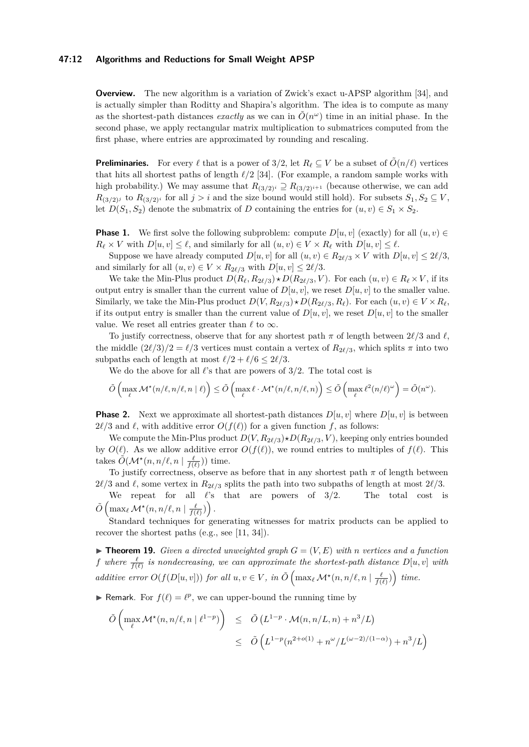**Overview.** The new algorithm is a variation of Zwick's exact u-APSP algorithm [34], and is actually simpler than Roditty and Shapira's algorithm. The idea is to compute as many as the shortest-path distances *exactly* as we can in $\tilde{O}(n^\omega)$ time in an initial phase. In the second phase, we apply rectangular matrix multiplication to submatrices computed from the first phase, where entries are approximated by rounding and rescaling.

**Preliminaries.** For every $\ell$ that is a power of 3/2, let $R_\ell \subseteq V$ be a subset of $\tilde{O}(n/\ell)$ vertices that hits all shortest paths of length $\ell/2$ [34]. (For example, a random sample works with high probability.) We may assume that $R_{(3/2)^i} \supseteq R_{(3/2)^{i+1}}$ (because otherwise, we can add $R_{(3/2)^j}$ to $R_{(3/2)^i}$ for all $j > i$ and the size bound would still hold). For subsets $S_1, S_2 \subseteq V$, let $D(S_1, S_2)$ denote the submatrix of $D$ containing the entries for $(u, v) \in S_1 \times S_2$.

**Phase 1.** We first solve the following subproblem: compute $D[u, v]$ (exactly) for all $(u, v) \in R_\ell \times V$ with $D[u, v] \leq \ell$, and similarly for all $(u, v) \in V \times R_\ell$ with $D[u, v] \leq \ell$.

Suppose we have already computed $D[u, v]$ for all $(u, v) \in R_{2\ell/3} \times V$ with $D[u, v] \leq 2\ell/3$, and similarly for all $(u, v) \in V \times R_{2\ell/3}$ with $D[u, v] \leq 2\ell/3$.

We take the Min-Plus product $D(R_\ell, R_{2\ell/3}) \star D(R_{2\ell/3}, V)$. For each $(u, v) \in R_\ell \times V$, if its output entry is smaller than the current value of $D[u, v]$, we reset $D[u, v]$ to the smaller value. Similarly, we take the Min-Plus product $D(V, R_{2\ell/3}) \star D(R_{2\ell/3}, R_\ell)$. For each $(u, v) \in V \times R_\ell$, if its output entry is smaller than the current value of $D[u, v]$, we reset $D[u, v]$ to the smaller value. We reset all entries greater than $\ell$ to $\infty$.

To justify correctness, observe that for any shortest path $\pi$ of length between $2\ell/3$ and $\ell$, the middle $(2\ell/3)/2 = \ell/3$ vertices must contain a vertex of $R_{2\ell/3}$, which splits $\pi$ into two subpaths each of length at most $\ell/2 + \ell/6 \leq 2\ell/3$.

We do the above for all $\ell$'s that are powers of 3/2. The total cost is

$$\tilde{O}\left(\max_\ell \mathcal{M}^\star(n/\ell, n/\ell, n \mid \ell)\right) \leq \tilde{O}\left(\max_\ell \ell \cdot \mathcal{M}^\star(n/\ell, n/\ell, n)\right) \leq \tilde{O}\left(\max_\ell \ell^2 (n/\ell)^\omega\right) = \tilde{O}(n^\omega).$$

**Phase 2.** Next we approximate all shortest-path distances $D[u, v]$ where $D[u, v]$ is between $2\ell/3$ and $\ell$, with additive error $O(f(\ell))$ for a given function $f$, as follows:

We compute the Min-Plus product $D(V, R_{2\ell/3}) \star D(R_{2\ell/3}, V)$, keeping only entries bounded by $O(\ell)$. As we allow additive error $O(f(\ell))$, we round entries to multiples of $f(\ell)$. This takes $\tilde{O}(\mathcal{M}^\star(n, n/\ell, n \mid \frac{\ell}{f(\ell)}))$ time.

To justify correctness, observe as before that in any shortest path $\pi$ of length between $2\ell/3$ and $\ell$, some vertex in $R_{2\ell/3}$ splits the path into two subpaths of length at most $2\ell/3$.

We repeat for all $\ell$'s that are powers of 3/2. The total cost is $\tilde{O}\left(\max_\ell \mathcal{M}^\star(n, n/\ell, n \mid \frac{\ell}{f(\ell)})\right)$.

Standard techniques for generating witnesses for matrix products can be applied to recover the shortest paths (e.g., see [11, 34]).

▶ **Theorem 19.** *Given a directed unweighted graph $G = (V, E)$ with $n$ vertices and a function $f$ where $\frac{\ell}{f(\ell)}$ is nondecreasing, we can approximate the shortest-path distance $D[u, v]$ with additive error $O(f(D[u, v]))$ for all $u, v \in V$, in $\tilde{O}\left(\max_\ell \mathcal{M}^\star(n, n/\ell, n \mid \frac{\ell}{f(\ell)})\right)$ time.*

▶ Remark. For $f(\ell) = \ell^p$, we can upper-bound the running time by

$$\begin{aligned}
\tilde{O}\left(\max_\ell \mathcal{M}^\star(n, n/\ell, n \mid \ell^{1-p})\right) &\leq \tilde{O}\left(L^{1-p} \cdot \mathcal{M}(n, n/L, n) + n^3/L\right) \\
&\leq \tilde{O}\left(L^{1-p}(n^{2+o(1)} + n^\omega / L^{(\omega-2)/(1-\alpha)}) + n^3/L\right)
\end{aligned}$$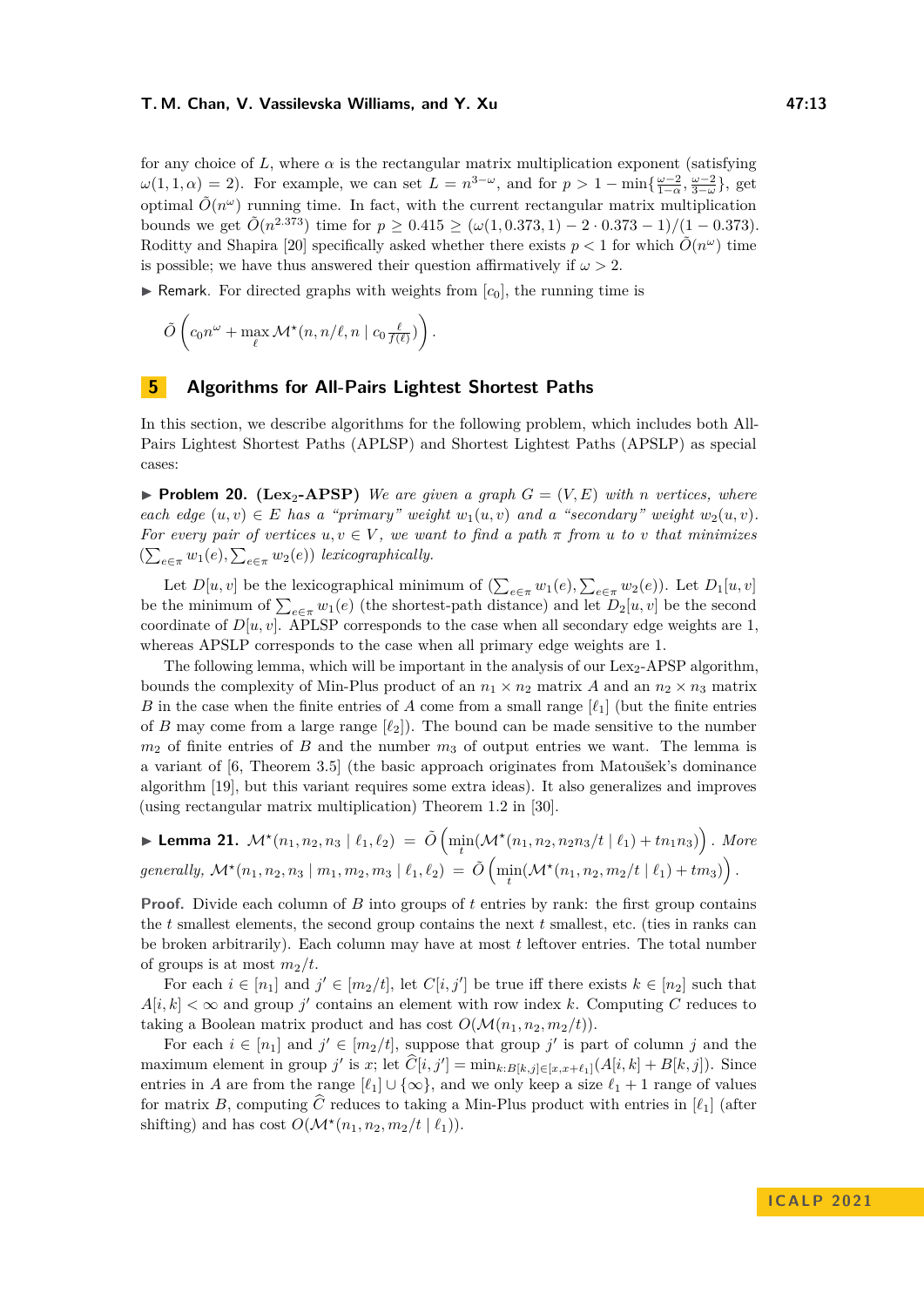for any choice of $L$, where $\alpha$ is the rectangular matrix multiplication exponent (satisfying $\omega(1,1,\alpha) = 2$). For example, we can set $L = n^{3-\omega}$, and for $p > 1 - \min\{\frac{\omega-2}{1-\alpha}, \frac{\omega-2}{3-\omega}\}$, get optimal $\tilde{O}(n^\omega)$ running time. In fact, with the current rectangular matrix multiplication bounds we get $\tilde{O}(n^{2.373})$ time for $p \geq 0.415 \geq (\omega(1, 0.373, 1) - 2 \cdot 0.373 - 1)/(1 - 0.373)$. Roditty and Shapira [20] specifically asked whether there exists $p < 1$ for which $\tilde{O}(n^\omega)$ time is possible; we have thus answered their question affirmatively if $\omega > 2$.

▶ Remark. For directed graphs with weights from $[c_0]$, the running time is

$$\tilde{O}\left(c_0 n^\omega + \max_\ell \mathcal{M}^\star(n, n/\ell, n \mid c_0 \tfrac{\ell}{f(\ell)})\right).$$

## 5 Algorithms for All-Pairs Lightest Shortest Paths

In this section, we describe algorithms for the following problem, which includes both All-Pairs Lightest Shortest Paths (APLSP) and Shortest Lightest Paths (APSLP) as special cases:

▶ **Problem 20. (Lex$_2$-APSP)** *We are given a graph $G = (V, E)$ with $n$ vertices, where each edge $(u, v) \in E$ has a "primary" weight $w_1(u, v)$ and a "secondary" weight $w_2(u, v)$. For every pair of vertices $u, v \in V$, we want to find a path $\pi$ from $u$ to $v$ that minimizes $(\sum_{e\in\pi} w_1(e), \sum_{e\in\pi} w_2(e))$ lexicographically.*

Let $D[u, v]$ be the lexicographical minimum of $(\sum_{e\in\pi} w_1(e), \sum_{e\in\pi} w_2(e))$. Let $D_1[u, v]$ be the minimum of $\sum_{e\in\pi} w_1(e)$ (the shortest-path distance) and let $D_2[u, v]$ be the second coordinate of $D[u, v]$. APLSP corresponds to the case when all secondary edge weights are 1, whereas APSLP corresponds to the case when all primary edge weights are 1.

The following lemma, which will be important in the analysis of our Lex$_2$-APSP algorithm, bounds the complexity of Min-Plus product of an $n_1 \times n_2$ matrix $A$ and an $n_2 \times n_3$ matrix $B$ in the case when the finite entries of $A$ come from a small range $[\ell_1]$ (but the finite entries of $B$ may come from a large range $[\ell_2]$). The bound can be made sensitive to the number $m_2$ of finite entries of $B$ and the number $m_3$ of output entries we want. The lemma is a variant of [6, Theorem 3.5] (the basic approach originates from Matoušek's dominance algorithm [19], but this variant requires some extra ideas). It also generalizes and improves (using rectangular matrix multiplication) Theorem 1.2 in [30].

▶ **Lemma 21.** $\mathcal{M}^\star(n_1, n_2, n_3 \mid \ell_1, \ell_2) = \tilde{O}\left(\min_t(\mathcal{M}^\star(n_1, n_2, n_2 n_3/t \mid \ell_1) + t n_1 n_3)\right)$. *More generally,* $\mathcal{M}^\star(n_1, n_2, n_3 \mid m_1, m_2, m_3 \mid \ell_1, \ell_2) = \tilde{O}\left(\min_t(\mathcal{M}^\star(n_1, n_2, m_2/t \mid \ell_1) + t m_3)\right)$.

**Proof.** Divide each column of $B$ into groups of $t$ entries by rank: the first group contains the $t$ smallest elements, the second group contains the next $t$ smallest, etc. (ties in ranks can be broken arbitrarily). Each column may have at most $t$ leftover entries. The total number of groups is at most $m_2/t$.

For each $i \in [n_1]$ and $j' \in [m_2/t]$, let $C[i, j']$ be true iff there exists $k \in [n_2]$ such that $A[i, k] < \infty$ and group $j'$ contains an element with row index $k$. Computing $C$ reduces to taking a Boolean matrix product and has cost $O(\mathcal{M}(n_1, n_2, m_2/t))$.

For each $i \in [n_1]$ and $j' \in [m_2/t]$, suppose that group $j'$ is part of column $j$ and the maximum element in group $j'$ is $x$; let $\widehat{C}[i, j'] = \min_{k: B[k,j] \in [x, x+\ell_1]}(A[i, k] + B[k, j])$. Since entries in $A$ are from the range $[\ell_1] \cup \{\infty\}$, and we only keep a size $\ell_1 + 1$ range of values for matrix $B$, computing $\widehat{C}$ reduces to taking a Min-Plus product with entries in $[\ell_1]$ (after shifting) and has cost $O(\mathcal{M}^\star(n_1, n_2, m_2/t \mid \ell_1))$.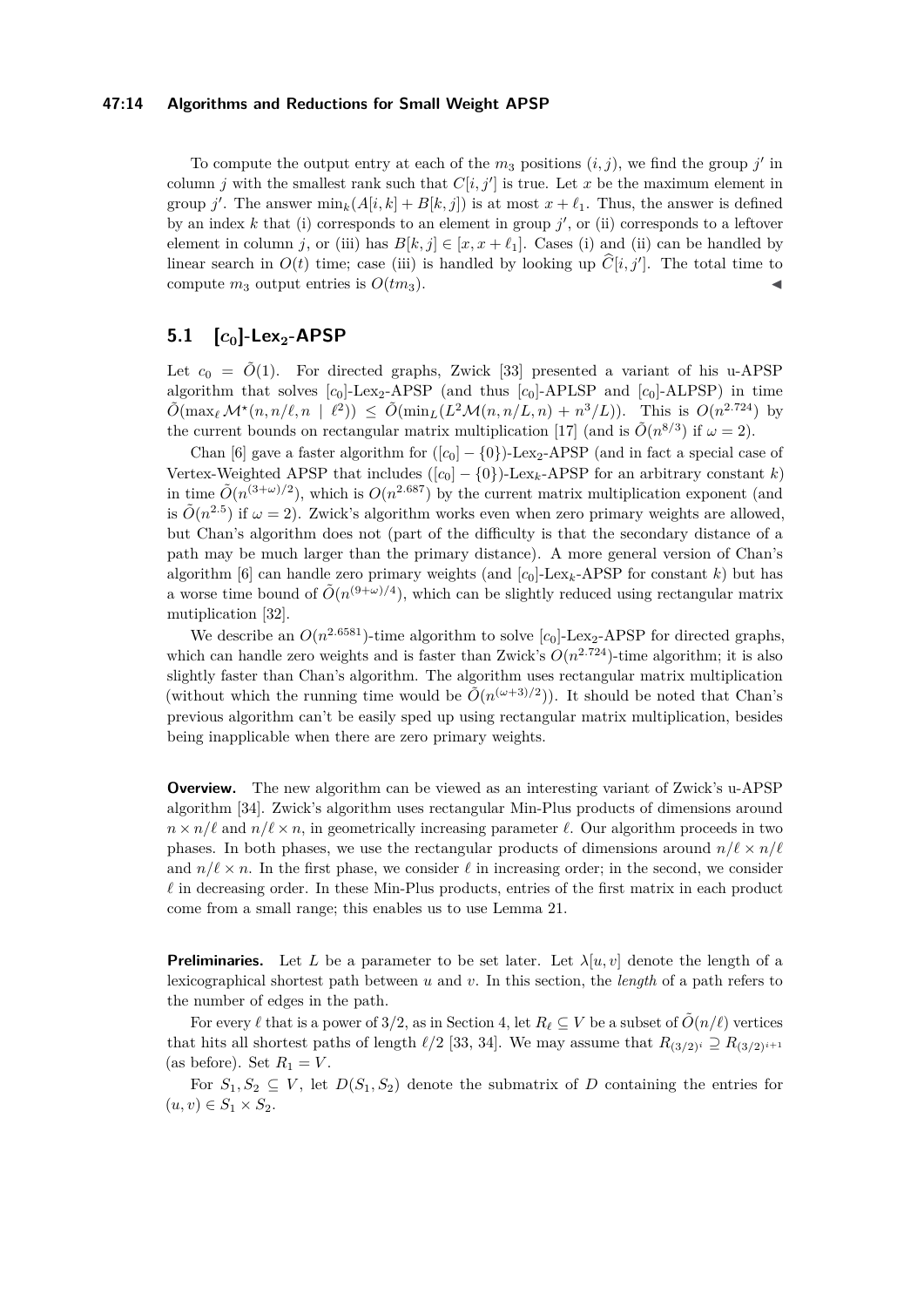To compute the output entry at each of the $m_3$ positions $(i, j)$, we find the group $j'$ in column $j$ with the smallest rank such that $C[i, j']$ is true. Let $x$ be the maximum element in group $j'$. The answer $\min_k(A[i, k] + B[k, j])$ is at most $x + \ell_1$. Thus, the answer is defined by an index $k$ that (i) corresponds to an element in group $j'$, or (ii) corresponds to a leftover element in column $j$, or (iii) has $B[k, j] \in [x, x + \ell_1]$. Cases (i) and (ii) can be handled by linear search in $O(t)$ time; case (iii) is handled by looking up $\widehat{C}[i, j']$. The total time to compute $m_3$ output entries is $O(tm_3)$. ◀

## 5.1 $[c_0]$-Lex$_2$-APSP

Let $c_0 = \tilde{O}(1)$. For directed graphs, Zwick [33] presented a variant of his u-APSP algorithm that solves $[c_0]$-Lex$_2$-APSP (and thus $[c_0]$-APLSP and $[c_0]$-ALPSP) in time $\tilde{O}(\max_\ell \mathcal{M}^\star(n, n/\ell, n \mid \ell^2)) \le \tilde{O}(\min_L(L^2\mathcal{M}(n, n/L, n) + n^3/L))$. This is $O(n^{2.724})$ by the current bounds on rectangular matrix multiplication [17] (and is $\tilde{O}(n^{8/3})$ if $\omega = 2$).

Chan [6] gave a faster algorithm for $([c_0] - \{0\})$-Lex$_2$-APSP (and in fact a special case of Vertex-Weighted APSP that includes $([c_0] - \{0\})$-Lex$_k$-APSP for an arbitrary constant $k$) in time $\tilde{O}(n^{(3+\omega)/2})$, which is $O(n^{2.687})$ by the current matrix multiplication exponent (and is $\tilde{O}(n^{2.5})$ if $\omega = 2$). Zwick's algorithm works even when zero primary weights are allowed, but Chan's algorithm does not (part of the difficulty is that the secondary distance of a path may be much larger than the primary distance). A more general version of Chan's algorithm [6] can handle zero primary weights (and $[c_0]$-Lex$_k$-APSP for constant $k$) but has a worse time bound of $\tilde{O}(n^{(9+\omega)/4})$, which can be slightly reduced using rectangular matrix mutiplication [32].

We describe an $O(n^{2.6581})$-time algorithm to solve $[c_0]$-Lex$_2$-APSP for directed graphs, which can handle zero weights and is faster than Zwick's $O(n^{2.724})$-time algorithm; it is also slightly faster than Chan's algorithm. The algorithm uses rectangular matrix multiplication (without which the running time would be $\tilde{O}(n^{(\omega+3)/2})$). It should be noted that Chan's previous algorithm can't be easily sped up using rectangular matrix multiplication, besides being inapplicable when there are zero primary weights.

**Overview.** The new algorithm can be viewed as an interesting variant of Zwick's u-APSP algorithm [34]. Zwick's algorithm uses rectangular Min-Plus products of dimensions around $n \times n/\ell$ and $n/\ell \times n$, in geometrically increasing parameter $\ell$. Our algorithm proceeds in two phases. In both phases, we use the rectangular products of dimensions around $n/\ell \times n/\ell$ and $n/\ell \times n$. In the first phase, we consider $\ell$ in increasing order; in the second, we consider $\ell$ in decreasing order. In these Min-Plus products, entries of the first matrix in each product come from a small range; this enables us to use Lemma 21.

**Preliminaries.** Let $L$ be a parameter to be set later. Let $\lambda[u, v]$ denote the length of a lexicographical shortest path between $u$ and $v$. In this section, the *length* of a path refers to the number of edges in the path.

For every $\ell$ that is a power of 3/2, as in Section 4, let $R_\ell \subseteq V$ be a subset of $\tilde{O}(n/\ell)$ vertices that hits all shortest paths of length $\ell/2$ [33, 34]. We may assume that $R_{(3/2)^i} \supseteq R_{(3/2)^{i+1}}$ (as before). Set $R_1 = V$.

For $S_1, S_2 \subseteq V$, let $D(S_1, S_2)$ denote the submatrix of $D$ containing the entries for $(u, v) \in S_1 \times S_2$.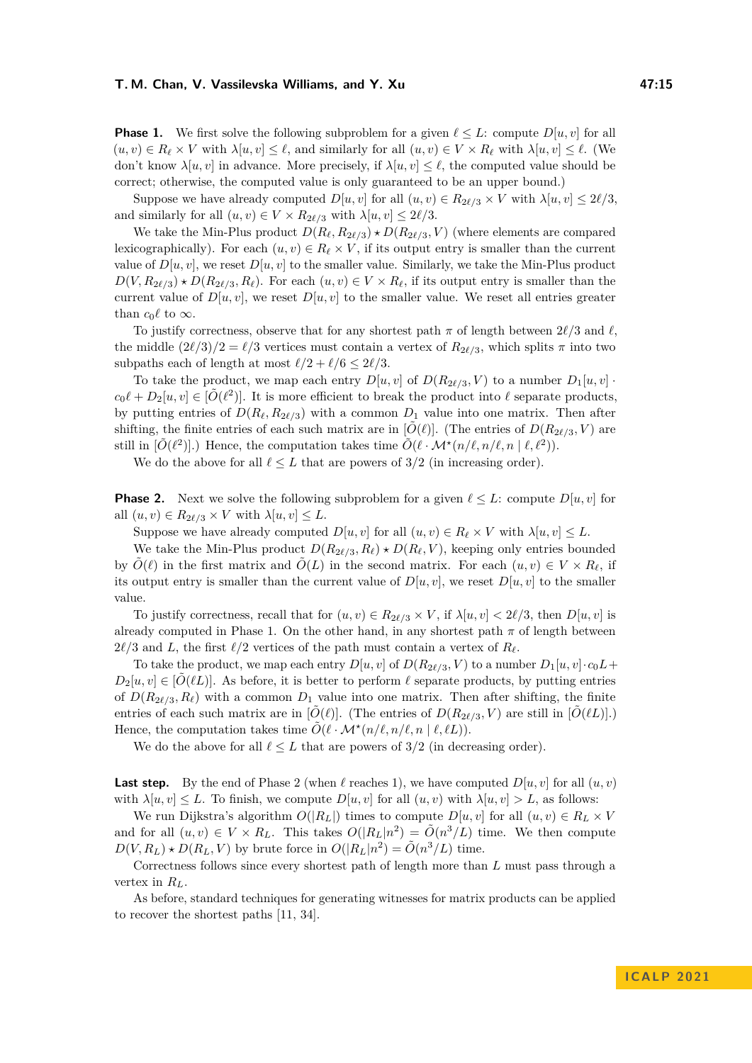**Phase 1.** We first solve the following subproblem for a given $\ell \le L$: compute $D[u,v]$ for all $(u,v) \in R_\ell \times V$ with $\lambda[u,v] \le \ell$, and similarly for all $(u,v) \in V \times R_\ell$ with $\lambda[u,v] \le \ell$. (We don't know $\lambda[u,v]$ in advance. More precisely, if $\lambda[u,v] \le \ell$, the computed value should be correct; otherwise, the computed value is only guaranteed to be an upper bound.)

Suppose we have already computed $D[u,v]$ for all $(u,v) \in R_{2\ell/3} \times V$ with $\lambda[u,v] \le 2\ell/3$, and similarly for all $(u,v) \in V \times R_{2\ell/3}$ with $\lambda[u,v] \le 2\ell/3$.

We take the Min-Plus product $D(R_\ell, R_{2\ell/3}) \star D(R_{2\ell/3}, V)$ (where elements are compared lexicographically). For each $(u,v) \in R_\ell \times V$, if its output entry is smaller than the current value of $D[u,v]$, we reset $D[u,v]$ to the smaller value. Similarly, we take the Min-Plus product $D(V, R_{2\ell/3}) \star D(R_{2\ell/3}, R_\ell)$. For each $(u,v) \in V \times R_\ell$, if its output entry is smaller than the current value of $D[u,v]$, we reset $D[u,v]$ to the smaller value. We reset all entries greater than $c_0\ell$ to $\infty$.

To justify correctness, observe that for any shortest path $\pi$ of length between $2\ell/3$ and $\ell$, the middle $(2\ell/3)/2 = \ell/3$ vertices must contain a vertex of $R_{2\ell/3}$, which splits $\pi$ into two subpaths each of length at most $\ell/2 + \ell/6 \le 2\ell/3$.

To take the product, we map each entry $D[u,v]$ of $D(R_{2\ell/3}, V)$ to a number $D_1[u,v] \cdot c_0\ell + D_2[u,v] \in [\tilde{O}(\ell^2)]$. It is more efficient to break the product into $\ell$ separate products, by putting entries of $D(R_\ell, R_{2\ell/3})$ with a common $D_1$ value into one matrix. Then after shifting, the finite entries of each such matrix are in $[\tilde{O}(\ell)]$. (The entries of $D(R_{2\ell/3}, V)$ are still in $[\tilde{O}(\ell^2)]$.) Hence, the computation takes time $\tilde{O}(\ell \cdot \mathcal{M}^\star(n/\ell, n/\ell, n \mid \ell, \ell^2))$.

We do the above for all $\ell \le L$ that are powers of $3/2$ (in increasing order).

**Phase 2.** Next we solve the following subproblem for a given $\ell \le L$: compute $D[u,v]$ for all $(u,v) \in R_{2\ell/3} \times V$ with $\lambda[u,v] \le L$.

Suppose we have already computed $D[u,v]$ for all $(u,v) \in R_\ell \times V$ with $\lambda[u,v] \le L$.

We take the Min-Plus product $D(R_{2\ell/3}, R_\ell) \star D(R_\ell, V)$, keeping only entries bounded by $\tilde{O}(\ell)$ in the first matrix and $\tilde{O}(L)$ in the second matrix. For each $(u,v) \in V \times R_\ell$, if its output entry is smaller than the current value of $D[u,v]$, we reset $D[u,v]$ to the smaller value.

To justify correctness, recall that for $(u,v) \in R_{2\ell/3} \times V$, if $\lambda[u,v] < 2\ell/3$, then $D[u,v]$ is already computed in Phase 1. On the other hand, in any shortest path $\pi$ of length between $2\ell/3$ and $L$, the first $\ell/2$ vertices of the path must contain a vertex of $R_\ell$.

To take the product, we map each entry $D[u,v]$ of $D(R_{2\ell/3}, V)$ to a number $D_1[u,v] \cdot c_0 L + D_2[u,v] \in [\tilde{O}(\ell L)]$. As before, it is better to perform $\ell$ separate products, by putting entries of $D(R_{2\ell/3}, R_\ell)$ with a common $D_1$ value into one matrix. Then after shifting, the finite entries of each such matrix are in $[\tilde{O}(\ell)]$. (The entries of $D(R_{2\ell/3}, V)$ are still in $[\tilde{O}(\ell L)]$.) Hence, the computation takes time $\tilde{O}(\ell \cdot \mathcal{M}^\star(n/\ell, n/\ell, n \mid \ell, \ell L))$.

We do the above for all $\ell \le L$ that are powers of $3/2$ (in decreasing order).

**Last step.** By the end of Phase 2 (when $\ell$ reaches 1), we have computed $D[u,v]$ for all $(u,v)$ with $\lambda[u,v] \le L$. To finish, we compute $D[u,v]$ for all $(u,v)$ with $\lambda[u,v] > L$, as follows:

We run Dijkstra's algorithm $O(|R_L|)$ times to compute $D[u,v]$ for all $(u,v) \in R_L \times V$ and for all $(u,v) \in V \times R_L$. This takes $O(|R_L| n^2) = \tilde{O}(n^3/L)$ time. We then compute $D(V, R_L) \star D(R_L, V)$ by brute force in $O(|R_L| n^2) = \tilde{O}(n^3/L)$ time.

Correctness follows since every shortest path of length more than $L$ must pass through a vertex in $R_L$.

As before, standard techniques for generating witnesses for matrix products can be applied to recover the shortest paths [11, 34].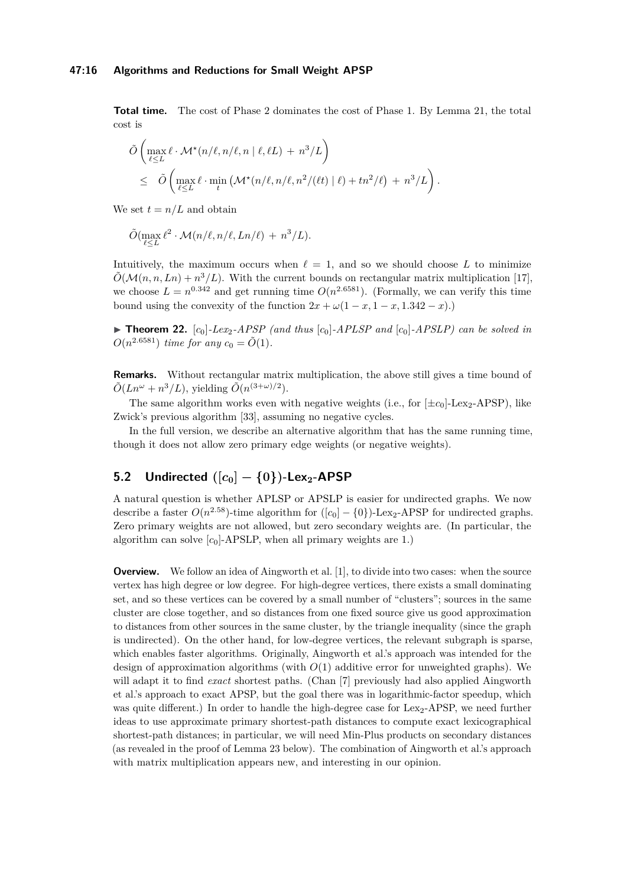**Total time.** The cost of Phase 2 dominates the cost of Phase 1. By Lemma 21, the total cost is

$$\tilde{O}\left(\max_{\ell \le L} \ell \cdot \mathcal{M}^\star(n/\ell, n/\ell, n \mid \ell, \ell L) \;+\; n^3/L\right)$$
$$\le \quad \tilde{O}\left(\max_{\ell \le L} \ell \cdot \min_t \left(\mathcal{M}^\star(n/\ell, n/\ell, n^2/(\ell t) \mid \ell) + tn^2/\ell\right) \;+\; n^3/L\right).$$

We set $t = n/L$ and obtain

$$\tilde{O}(\max_{\ell \le L} \ell^2 \cdot \mathcal{M}(n/\ell, n/\ell, Ln/\ell) \;+\; n^3/L).$$

Intuitively, the maximum occurs when $\ell = 1$, and so we should choose $L$ to minimize $\tilde{O}(\mathcal{M}(n, n, Ln) + n^3/L)$. With the current bounds on rectangular matrix multiplication [17], we choose $L = n^{0.342}$ and get running time $O(n^{2.6581})$. (Formally, we can verify this time bound using the convexity of the function $2x + \omega(1 - x, 1 - x, 1.342 - x)$.)

► **Theorem 22.** *$[c_0]$-Lex$_2$-APSP (and thus $[c_0]$-APLSP and $[c_0]$-APSLP) can be solved in $O(n^{2.6581})$ time for any $c_0 = \tilde{O}(1)$.*

**Remarks.** Without rectangular matrix multiplication, the above still gives a time bound of $\tilde{O}(Ln^\omega + n^3/L)$, yielding $\tilde{O}(n^{(3+\omega)/2})$.

The same algorithm works even with negative weights (i.e., for $[\pm c_0]$-Lex$_2$-APSP), like Zwick's previous algorithm [33], assuming no negative cycles.

In the full version, we describe an alternative algorithm that has the same running time, though it does not allow zero primary edge weights (or negative weights).

## 5.2 Undirected ($[c_0] - \{0\}$)-Lex$_2$-APSP

A natural question is whether APLSP or APSLP is easier for undirected graphs. We now describe a faster $O(n^{2.58})$-time algorithm for ($[c_0] - \{0\}$)-Lex$_2$-APSP for undirected graphs. Zero primary weights are not allowed, but zero secondary weights are. (In particular, the algorithm can solve $[c_0]$-APSLP, when all primary weights are 1.)

**Overview.** We follow an idea of Aingworth et al. [1], to divide into two cases: when the source vertex has high degree or low degree. For high-degree vertices, there exists a small dominating set, and so these vertices can be covered by a small number of "clusters"; sources in the same cluster are close together, and so distances from one fixed source give us good approximation to distances from other sources in the same cluster, by the triangle inequality (since the graph is undirected). On the other hand, for low-degree vertices, the relevant subgraph is sparse, which enables faster algorithms. Originally, Aingworth et al.'s approach was intended for the design of approximation algorithms (with $O(1)$ additive error for unweighted graphs). We will adapt it to find *exact* shortest paths. (Chan [7] previously had also applied Aingworth et al.'s approach to exact APSP, but the goal there was in logarithmic-factor speedup, which was quite different.) In order to handle the high-degree case for Lex$_2$-APSP, we need further ideas to use approximate primary shortest-path distances to compute exact lexicographical shortest-path distances; in particular, we will need Min-Plus products on secondary distances (as revealed in the proof of Lemma 23 below). The combination of Aingworth et al.'s approach with matrix multiplication appears new, and interesting in our opinion.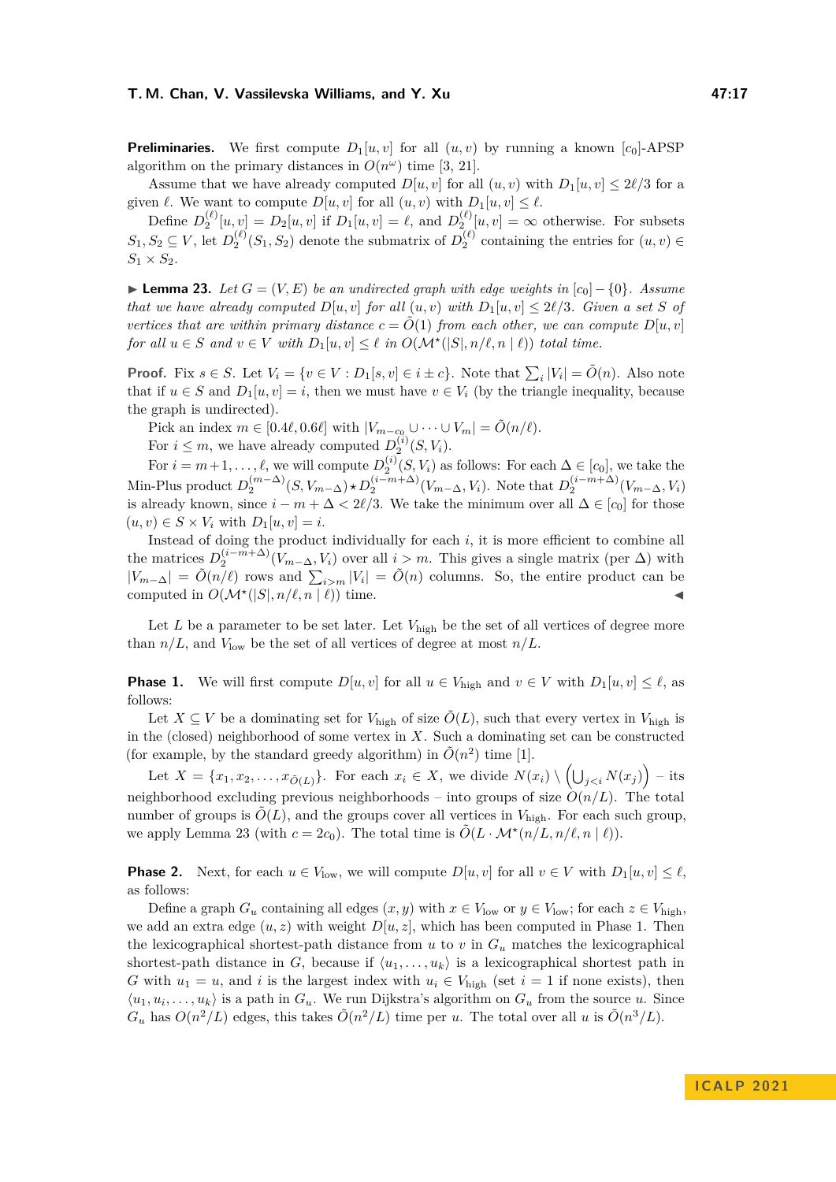**Preliminaries.** We first compute $D_1[u,v]$ for all $(u,v)$ by running a known $[c_0]$-APSP algorithm on the primary distances in $O(n^\omega)$ time [3, 21].

Assume that we have already computed $D[u,v]$ for all $(u,v)$ with $D_1[u,v] \le 2\ell/3$ for a given $\ell$. We want to compute $D[u,v]$ for all $(u,v)$ with $D_1[u,v] \le \ell$.

Define $D_2^{(\ell)}[u,v] = D_2[u,v]$ if $D_1[u,v] = \ell$, and $D_2^{(\ell)}[u,v] = \infty$ otherwise. For subsets $S_1, S_2 \subseteq V$, let $D_2^{(\ell)}(S_1, S_2)$ denote the submatrix of $D_2^{(\ell)}$ containing the entries for $(u,v) \in S_1 \times S_2$.

▶ **Lemma 23.** *Let $G = (V,E)$ be an undirected graph with edge weights in $[c_0] - \{0\}$. Assume that we have already computed $D[u,v]$ for all $(u,v)$ with $D_1[u,v] \le 2\ell/3$. Given a set $S$ of vertices that are within primary distance $c = \tilde{O}(1)$ from each other, we can compute $D[u,v]$ for all $u \in S$ and $v \in V$ with $D_1[u,v] \le \ell$ in $O(\mathcal{M}^\star(|S|, n/\ell, n \mid \ell))$ total time.*

**Proof.** Fix $s \in S$. Let $V_i = \{v \in V : D_1[s,v] \in i \pm c\}$. Note that $\sum_i |V_i| = \tilde{O}(n)$. Also note that if $u \in S$ and $D_1[u,v] = i$, then we must have $v \in V_i$ (by the triangle inequality, because the graph is undirected).

Pick an index $m \in [0.4\ell, 0.6\ell]$ with $|V_{m-c_0} \cup \cdots \cup V_m| = \tilde{O}(n/\ell)$.

For $i \le m$, we have already computed $D_2^{(i)}(S, V_i)$.

For $i = m+1, \ldots, \ell$, we will compute $D_2^{(i)}(S, V_i)$ as follows: For each $\Delta \in [c_0]$, we take the Min-Plus product $D_2^{(m-\Delta)}(S, V_{m-\Delta}) \star D_2^{(i-m+\Delta)}(V_{m-\Delta}, V_i)$. Note that $D_2^{(i-m+\Delta)}(V_{m-\Delta}, V_i)$ is already known, since $i - m + \Delta < 2\ell/3$. We take the minimum over all $\Delta \in [c_0]$ for those $(u,v) \in S \times V_i$ with $D_1[u,v] = i$.

Instead of doing the product individually for each $i$, it is more efficient to combine all the matrices $D_2^{(i-m+\Delta)}(V_{m-\Delta}, V_i)$ over all $i > m$. This gives a single matrix (per $\Delta$) with $|V_{m-\Delta}| = \tilde{O}(n/\ell)$ rows and $\sum_{i>m} |V_i| = \tilde{O}(n)$ columns. So, the entire product can be computed in $O(\mathcal{M}^\star(|S|, n/\ell, n \mid \ell))$ time. ◀

Let $L$ be a parameter to be set later. Let $V_{\text{high}}$ be the set of all vertices of degree more than $n/L$, and $V_{\text{low}}$ be the set of all vertices of degree at most $n/L$.

**Phase 1.** We will first compute $D[u,v]$ for all $u \in V_{\text{high}}$ and $v \in V$ with $D_1[u,v] \le \ell$, as follows:

Let $X \subseteq V$ be a dominating set for $V_{\text{high}}$ of size $\tilde{O}(L)$, such that every vertex in $V_{\text{high}}$ is in the (closed) neighborhood of some vertex in $X$. Such a dominating set can be constructed (for example, by the standard greedy algorithm) in $\tilde{O}(n^2)$ time [1].

Let $X = \{x_1, x_2, \ldots, x_{\tilde{O}(L)}\}$. For each $x_i \in X$, we divide $N(x_i) \setminus \left(\bigcup_{j<i} N(x_j)\right)$ – its neighborhood excluding previous neighborhoods – into groups of size $O(n/L)$. The total number of groups is $\tilde{O}(L)$, and the groups cover all vertices in $V_{\text{high}}$. For each such group, we apply Lemma 23 (with $c = 2c_0$). The total time is $\tilde{O}(L \cdot \mathcal{M}^\star(n/L, n/\ell, n \mid \ell))$.

**Phase 2.** Next, for each $u \in V_{\text{low}}$, we will compute $D[u,v]$ for all $v \in V$ with $D_1[u,v] \le \ell$, as follows:

Define a graph $G_u$ containing all edges $(x,y)$ with $x \in V_{\text{low}}$ or $y \in V_{\text{low}}$; for each $z \in V_{\text{high}}$, we add an extra edge $(u,z)$ with weight $D[u,z]$, which has been computed in Phase 1. Then the lexicographical shortest-path distance from $u$ to $v$ in $G_u$ matches the lexicographical shortest-path distance in $G$, because if $\langle u_1, \ldots, u_k \rangle$ is a lexicographical shortest path in $G$ with $u_1 = u$, and $i$ is the largest index with $u_i \in V_{\text{high}}$ (set $i = 1$ if none exists), then $\langle u_1, u_i, \ldots, u_k \rangle$ is a path in $G_u$. We run Dijkstra's algorithm on $G_u$ from the source $u$. Since $G_u$ has $O(n^2/L)$ edges, this takes $\tilde{O}(n^2/L)$ time per $u$. The total over all $u$ is $\tilde{O}(n^3/L)$.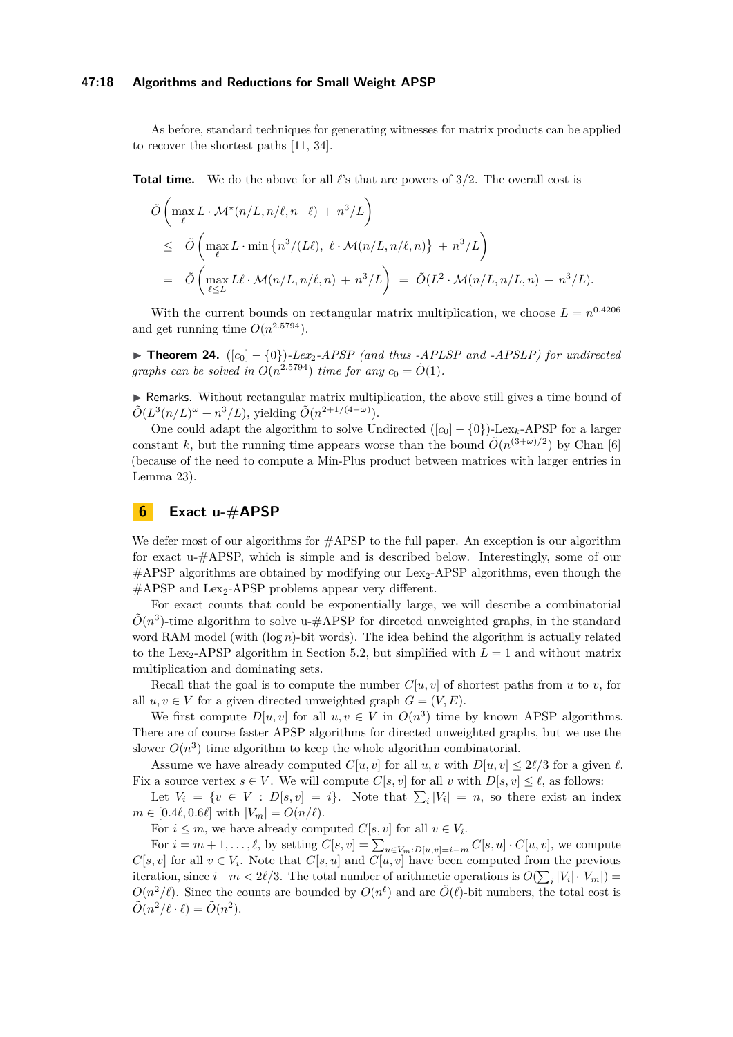As before, standard techniques for generating witnesses for matrix products can be applied to recover the shortest paths [11, 34].

**Total time.** We do the above for all $\ell$'s that are powers of $3/2$. The overall cost is

$$
\begin{aligned}
&\tilde{O}\left(\max_{\ell} L \cdot \mathcal{M}^{\star}(n/L, n/\ell, n \mid \ell) \;+\; n^3/L\right) \\
&\leq\; \tilde{O}\left(\max_{\ell} L \cdot \min\left\{n^3/(L\ell),\; \ell \cdot \mathcal{M}(n/L, n/\ell, n)\right\} \;+\; n^3/L\right) \\
&=\; \tilde{O}\left(\max_{\ell \leq L} L\ell \cdot \mathcal{M}(n/L, n/\ell, n) \;+\; n^3/L\right) \;=\; \tilde{O}(L^2 \cdot \mathcal{M}(n/L, n/L, n) \;+\; n^3/L).
\end{aligned}
$$

With the current bounds on rectangular matrix multiplication, we choose $L = n^{0.4206}$ and get running time $O(n^{2.5794})$.

▶ **Theorem 24.** *$([c_0] - \{0\})$-Lex$_2$-APSP (and thus -APLSP and -APSLP) for undirected graphs can be solved in $O(n^{2.5794})$ time for any $c_0 = \tilde{O}(1)$.*

▶ Remarks. Without rectangular matrix multiplication, the above still gives a time bound of $\tilde{O}(L^3(n/L)^{\omega} + n^3/L)$, yielding $\tilde{O}(n^{2+1/(4-\omega)})$.

One could adapt the algorithm to solve Undirected $([c_0] - \{0\})$-Lex$_k$-APSP for a larger constant $k$, but the running time appears worse than the bound $\tilde{O}(n^{(3+\omega)/2})$ by Chan [6] (because of the need to compute a Min-Plus product between matrices with larger entries in Lemma 23).

## 6 Exact u-#APSP

We defer most of our algorithms for #APSP to the full paper. An exception is our algorithm for exact u-#APSP, which is simple and is described below. Interestingly, some of our #APSP algorithms are obtained by modifying our Lex$_2$-APSP algorithms, even though the #APSP and Lex$_2$-APSP problems appear very different.

For exact counts that could be exponentially large, we will describe a combinatorial $\tilde{O}(n^3)$-time algorithm to solve u-#APSP for directed unweighted graphs, in the standard word RAM model (with $(\log n)$-bit words). The idea behind the algorithm is actually related to the Lex$_2$-APSP algorithm in Section 5.2, but simplified with $L = 1$ and without matrix multiplication and dominating sets.

Recall that the goal is to compute the number $C[u, v]$ of shortest paths from $u$ to $v$, for all $u, v \in V$ for a given directed unweighted graph $G = (V, E)$.

We first compute $D[u, v]$ for all $u, v \in V$ in $O(n^3)$ time by known APSP algorithms. There are of course faster APSP algorithms for directed unweighted graphs, but we use the slower $O(n^3)$ time algorithm to keep the whole algorithm combinatorial.

Assume we have already computed $C[u, v]$ for all $u, v$ with $D[u, v] \leq 2\ell/3$ for a given $\ell$. Fix a source vertex $s \in V$. We will compute $C[s, v]$ for all $v$ with $D[s, v] \leq \ell$, as follows:

Let $V_i = \{v \in V : D[s, v] = i\}$. Note that $\sum_i |V_i| = n$, so there exist an index $m \in [0.4\ell, 0.6\ell]$ with $|V_m| = O(n/\ell)$.

For $i \leq m$, we have already computed $C[s, v]$ for all $v \in V_i$.

For $i = m + 1, \ldots, \ell$, by setting $C[s, v] = \sum_{u \in V_m : D[u,v] = i-m} C[s, u] \cdot C[u, v]$, we compute $C[s, v]$ for all $v \in V_i$. Note that $C[s, u]$ and $C[u, v]$ have been computed from the previous iteration, since $i - m < 2\ell/3$. The total number of arithmetic operations is $O(\sum_i |V_i| \cdot |V_m|) = O(n^2/\ell)$. Since the counts are bounded by $O(n^{\ell})$ and are $\tilde{O}(\ell)$-bit numbers, the total cost is $\tilde{O}(n^2/\ell \cdot \ell) = \tilde{O}(n^2)$.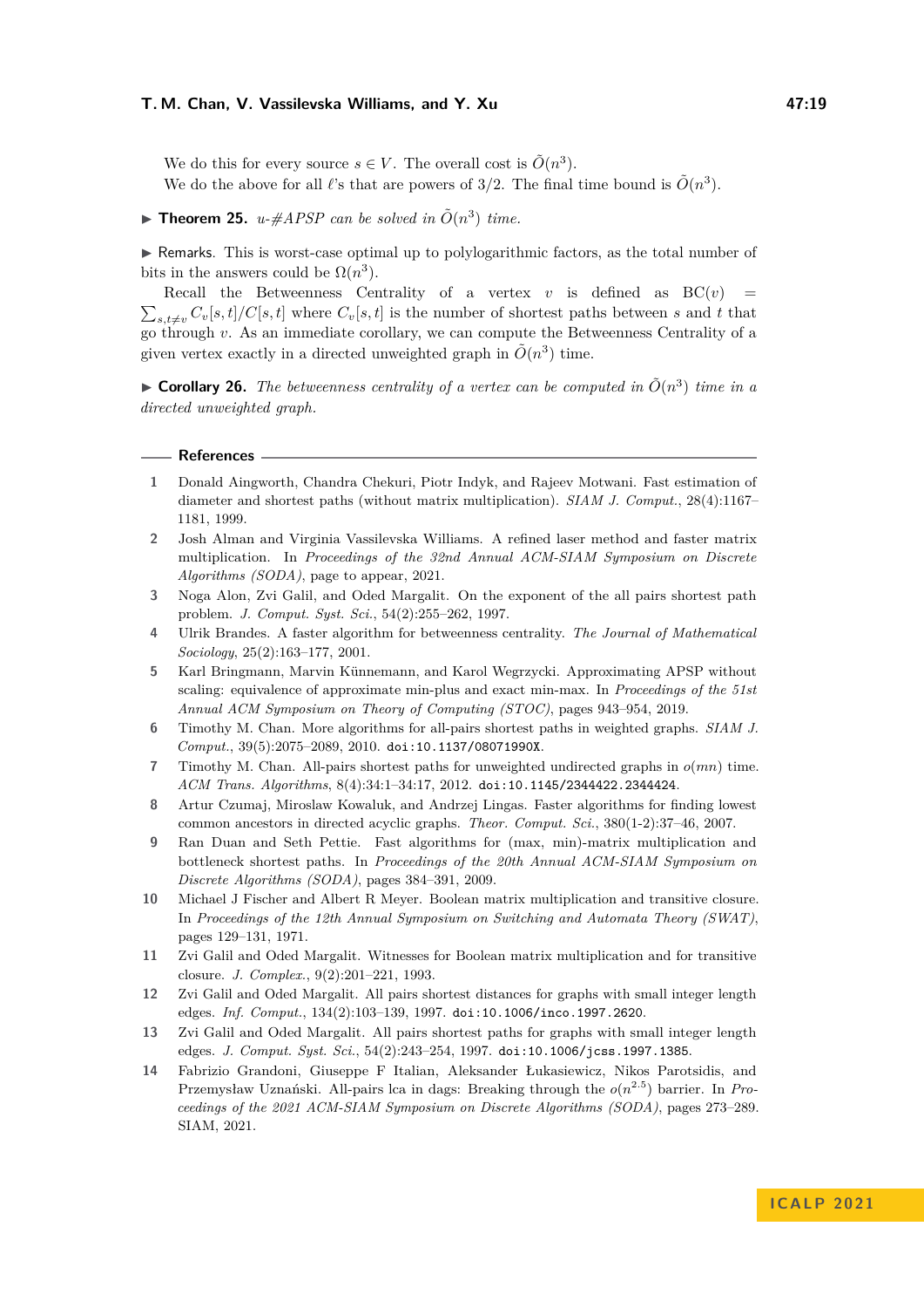We do this for every source $s \in V$. The overall cost is $\tilde{O}(n^3)$.

We do the above for all $\ell$'s that are powers of 3/2. The final time bound is $\tilde{O}(n^3)$.

▶ **Theorem 25.** *u-#APSP can be solved in $\tilde{O}(n^3)$ time.*

▶ Remarks. This is worst-case optimal up to polylogarithmic factors, as the total number of bits in the answers could be $\Omega(n^3)$.

Recall the Betweenness Centrality of a vertex $v$ is defined as $\text{BC}(v) = \sum_{s,t\neq v} C_v[s,t]/C[s,t]$ where $C_v[s,t]$ is the number of shortest paths between $s$ and $t$ that go through $v$. As an immediate corollary, we can compute the Betweenness Centrality of a given vertex exactly in a directed unweighted graph in $\tilde{O}(n^3)$ time.

▶ **Corollary 26.** *The betweenness centrality of a vertex can be computed in $\tilde{O}(n^3)$ time in a directed unweighted graph.*

## References

1. Donald Aingworth, Chandra Chekuri, Piotr Indyk, and Rajeev Motwani. Fast estimation of diameter and shortest paths (without matrix multiplication). *SIAM J. Comput.*, 28(4):1167–1181, 1999.
2. Josh Alman and Virginia Vassilevska Williams. A refined laser method and faster matrix multiplication. In *Proceedings of the 32nd Annual ACM-SIAM Symposium on Discrete Algorithms (SODA)*, page to appear, 2021.
3. Noga Alon, Zvi Galil, and Oded Margalit. On the exponent of the all pairs shortest path problem. *J. Comput. Syst. Sci.*, 54(2):255–262, 1997.
4. Ulrik Brandes. A faster algorithm for betweenness centrality. *The Journal of Mathematical Sociology*, 25(2):163–177, 2001.
5. Karl Bringmann, Marvin Künnemann, and Karol Wegrzycki. Approximating APSP without scaling: equivalence of approximate min-plus and exact min-max. In *Proceedings of the 51st Annual ACM Symposium on Theory of Computing (STOC)*, pages 943–954, 2019.
6. Timothy M. Chan. More algorithms for all-pairs shortest paths in weighted graphs. *SIAM J. Comput.*, 39(5):2075–2089, 2010. doi:10.1137/08071990X.
7. Timothy M. Chan. All-pairs shortest paths for unweighted undirected graphs in $o(mn)$ time. *ACM Trans. Algorithms*, 8(4):34:1–34:17, 2012. doi:10.1145/2344422.2344424.
8. Artur Czumaj, Miroslaw Kowaluk, and Andrzej Lingas. Faster algorithms for finding lowest common ancestors in directed acyclic graphs. *Theor. Comput. Sci.*, 380(1-2):37–46, 2007.
9. Ran Duan and Seth Pettie. Fast algorithms for (max, min)-matrix multiplication and bottleneck shortest paths. In *Proceedings of the 20th Annual ACM-SIAM Symposium on Discrete Algorithms (SODA)*, pages 384–391, 2009.
10. Michael J Fischer and Albert R Meyer. Boolean matrix multiplication and transitive closure. In *Proceedings of the 12th Annual Symposium on Switching and Automata Theory (SWAT)*, pages 129–131, 1971.
11. Zvi Galil and Oded Margalit. Witnesses for Boolean matrix multiplication and for transitive closure. *J. Complex.*, 9(2):201–221, 1993.
12. Zvi Galil and Oded Margalit. All pairs shortest distances for graphs with small integer length edges. *Inf. Comput.*, 134(2):103–139, 1997. doi:10.1006/inco.1997.2620.
13. Zvi Galil and Oded Margalit. All pairs shortest paths for graphs with small integer length edges. *J. Comput. Syst. Sci.*, 54(2):243–254, 1997. doi:10.1006/jcss.1997.1385.
14. Fabrizio Grandoni, Giuseppe F Italian, Aleksander Łukasiewicz, Nikos Parotsidis, and Przemysław Uznański. All-pairs lca in dags: Breaking through the $o(n^{2.5})$ barrier. In *Proceedings of the 2021 ACM-SIAM Symposium on Discrete Algorithms (SODA)*, pages 273–289. SIAM, 2021.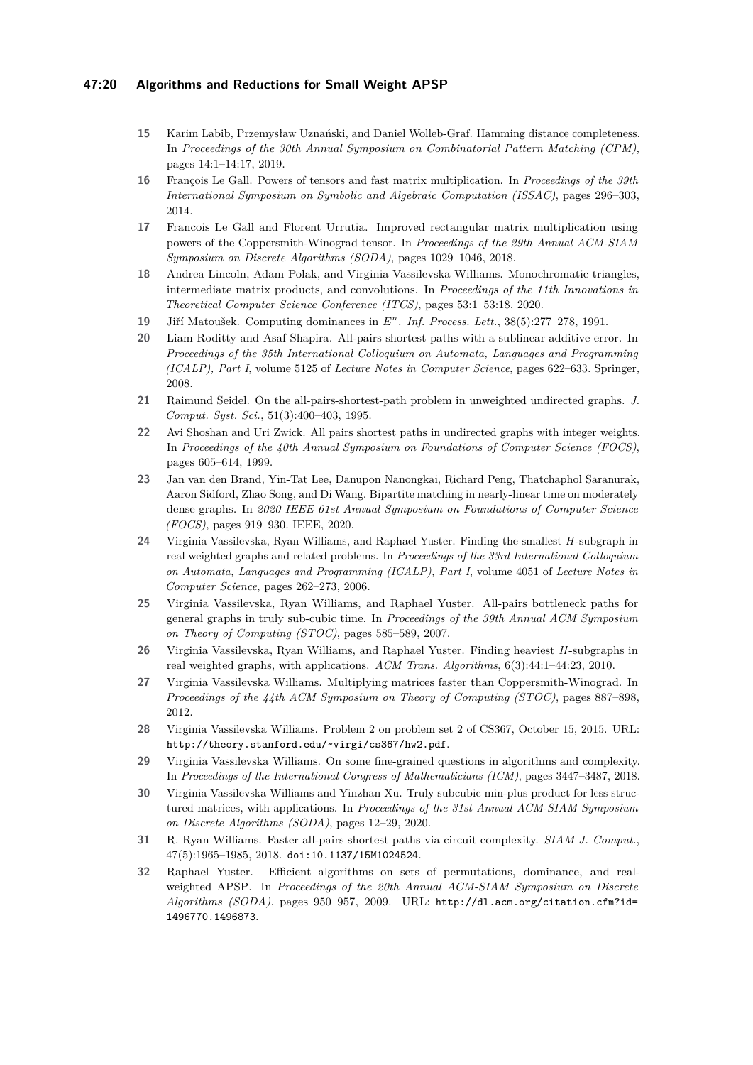15. Karim Labib, Przemysław Uznański, and Daniel Wolleb-Graf. Hamming distance completeness. In *Proceedings of the 30th Annual Symposium on Combinatorial Pattern Matching (CPM)*, pages 14:1–14:17, 2019.
16. François Le Gall. Powers of tensors and fast matrix multiplication. In *Proceedings of the 39th International Symposium on Symbolic and Algebraic Computation (ISSAC)*, pages 296–303, 2014.
17. Francois Le Gall and Florent Urrutia. Improved rectangular matrix multiplication using powers of the Coppersmith-Winograd tensor. In *Proceedings of the 29th Annual ACM-SIAM Symposium on Discrete Algorithms (SODA)*, pages 1029–1046, 2018.
18. Andrea Lincoln, Adam Polak, and Virginia Vassilevska Williams. Monochromatic triangles, intermediate matrix products, and convolutions. In *Proceedings of the 11th Innovations in Theoretical Computer Science Conference (ITCS)*, pages 53:1–53:18, 2020.
19. Jiří Matoušek. Computing dominances in $E^n$. *Inf. Process. Lett.*, 38(5):277–278, 1991.
20. Liam Roditty and Asaf Shapira. All-pairs shortest paths with a sublinear additive error. In *Proceedings of the 35th International Colloquium on Automata, Languages and Programming (ICALP), Part I*, volume 5125 of *Lecture Notes in Computer Science*, pages 622–633. Springer, 2008.
21. Raimund Seidel. On the all-pairs-shortest-path problem in unweighted undirected graphs. *J. Comput. Syst. Sci.*, 51(3):400–403, 1995.
22. Avi Shoshan and Uri Zwick. All pairs shortest paths in undirected graphs with integer weights. In *Proceedings of the 40th Annual Symposium on Foundations of Computer Science (FOCS)*, pages 605–614, 1999.
23. Jan van den Brand, Yin-Tat Lee, Danupon Nanongkai, Richard Peng, Thatchaphol Saranurak, Aaron Sidford, Zhao Song, and Di Wang. Bipartite matching in nearly-linear time on moderately dense graphs. In *2020 IEEE 61st Annual Symposium on Foundations of Computer Science (FOCS)*, pages 919–930. IEEE, 2020.
24. Virginia Vassilevska, Ryan Williams, and Raphael Yuster. Finding the smallest *H*-subgraph in real weighted graphs and related problems. In *Proceedings of the 33rd International Colloquium on Automata, Languages and Programming (ICALP), Part I*, volume 4051 of *Lecture Notes in Computer Science*, pages 262–273, 2006.
25. Virginia Vassilevska, Ryan Williams, and Raphael Yuster. All-pairs bottleneck paths for general graphs in truly sub-cubic time. In *Proceedings of the 39th Annual ACM Symposium on Theory of Computing (STOC)*, pages 585–589, 2007.
26. Virginia Vassilevska, Ryan Williams, and Raphael Yuster. Finding heaviest *H*-subgraphs in real weighted graphs, with applications. *ACM Trans. Algorithms*, 6(3):44:1–44:23, 2010.
27. Virginia Vassilevska Williams. Multiplying matrices faster than Coppersmith-Winograd. In *Proceedings of the 44th ACM Symposium on Theory of Computing (STOC)*, pages 887–898, 2012.
28. Virginia Vassilevska Williams. Problem 2 on problem set 2 of CS367, October 15, 2015. URL: `http://theory.stanford.edu/~virgi/cs367/hw2.pdf`.
29. Virginia Vassilevska Williams. On some fine-grained questions in algorithms and complexity. In *Proceedings of the International Congress of Mathematicians (ICM)*, pages 3447–3487, 2018.
30. Virginia Vassilevska Williams and Yinzhan Xu. Truly subcubic min-plus product for less structured matrices, with applications. In *Proceedings of the 31st Annual ACM-SIAM Symposium on Discrete Algorithms (SODA)*, pages 12–29, 2020.
31. R. Ryan Williams. Faster all-pairs shortest paths via circuit complexity. *SIAM J. Comput.*, 47(5):1965–1985, 2018. `doi:10.1137/15M1024524`.
32. Raphael Yuster. Efficient algorithms on sets of permutations, dominance, and real-weighted APSP. In *Proceedings of the 20th Annual ACM-SIAM Symposium on Discrete Algorithms (SODA)*, pages 950–957, 2009. URL: `http://dl.acm.org/citation.cfm?id=1496770.1496873`.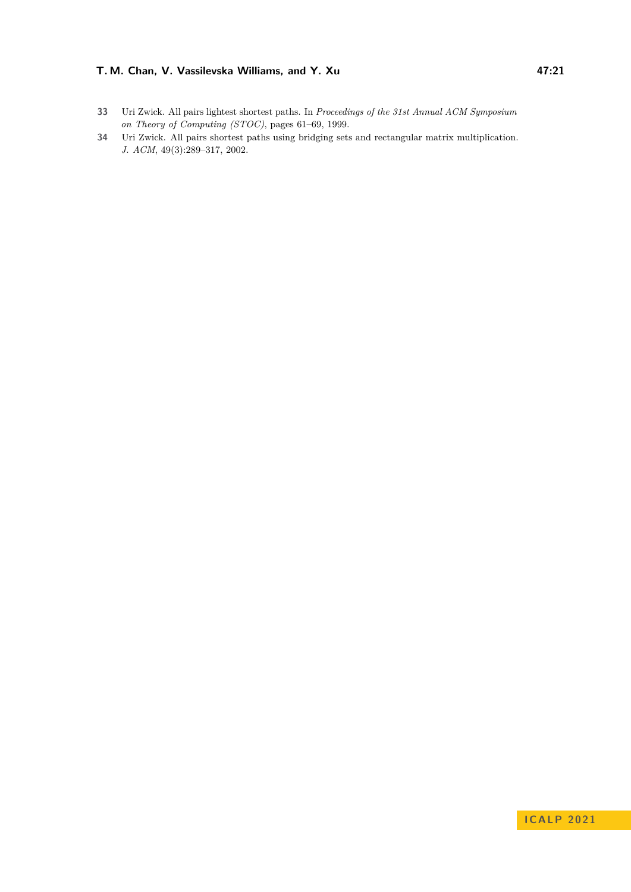33 Uri Zwick. All pairs lightest shortest paths. In *Proceedings of the 31st Annual ACM Symposium on Theory of Computing (STOC)*, pages 61–69, 1999.

34 Uri Zwick. All pairs shortest paths using bridging sets and rectangular matrix multiplication. *J. ACM*, 49(3):289–317, 2002.